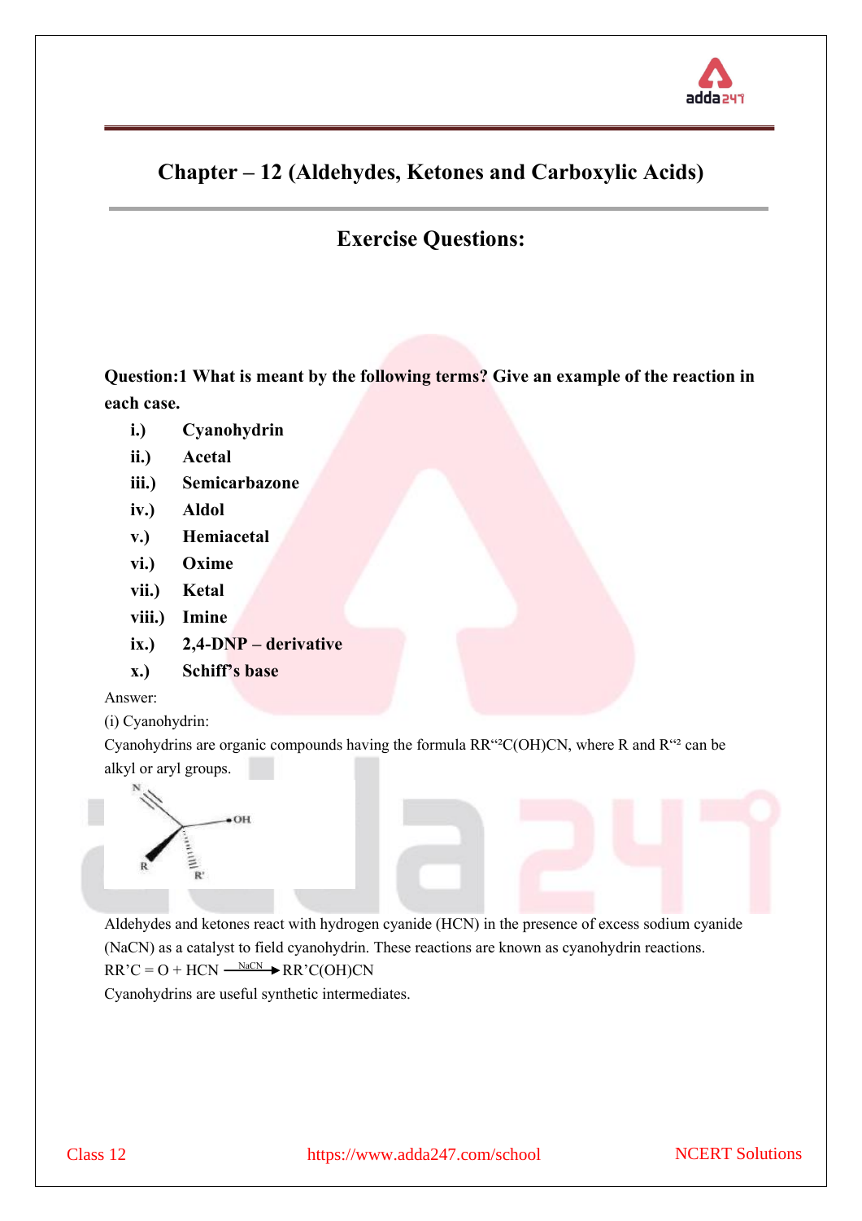# Chapter – 12 (Aldehydes, Ketones and Carboxylic Acids)

## Exercise Questions:

**Question:1 What is meant by the following terms? Give an example of the reaction in each case.**

- **i.) Cyanohydrin**
- **ii.) Acetal**
- **iii.) Semicarbazone**
- **iv.) Aldol**
- **v.) Hemiacetal**
- **vi.) Oxime**
- **vii.) Ketal**
- **viii.) Imine**
- **ix.) 2,4-DNP – derivative**
- **x.) Schiff's base**

Answer:

(i) Cyanohydrin:

Cyanohydrins are organic compounds having the formula RR“²C(OH)CN, where R and R“² can be alkyl or aryl groups.

Aldehydes and ketones react with hydrogen cyanide (HCN) in the presence of excess sodium cyanide (NaCN) as a catalyst to field cyanohydrin. These reactions are known as cyanohydrin reactions.

$$RR'C = O + HCN \xrightarrow{NaCN} RR'C(OH)CN$$

Cyanohydrins are useful synthetic intermediates.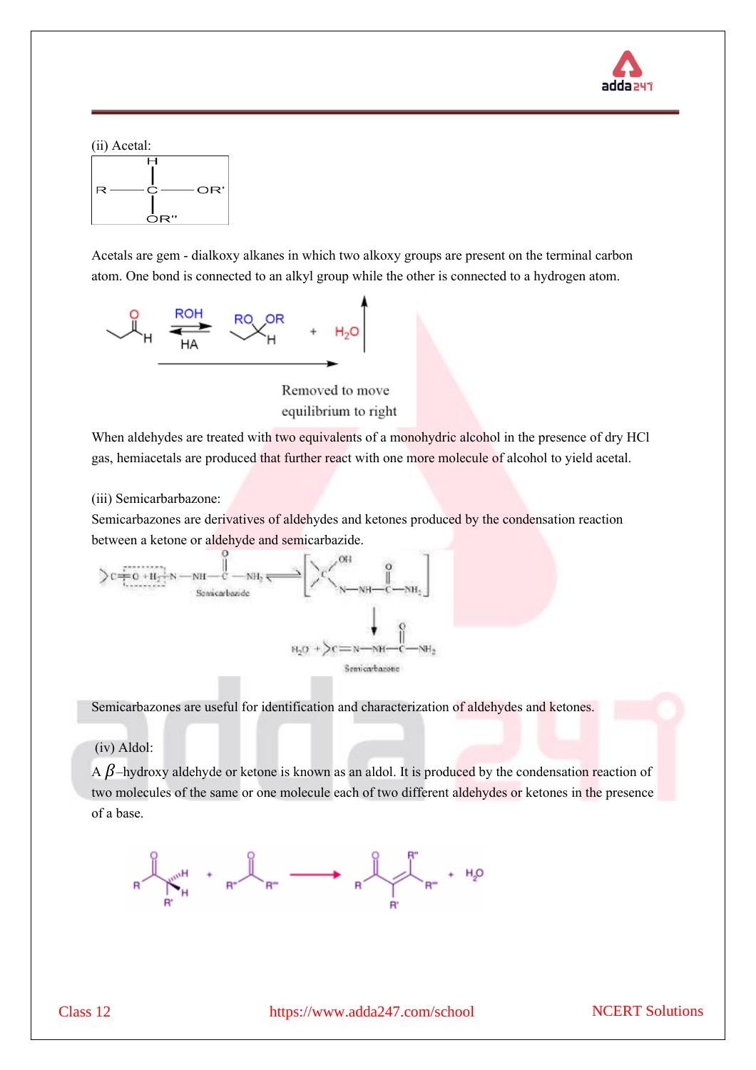(ii) Acetal:

$$R-\overset{H}{\underset{OR''}{C}}-OR'$$

Acetals are gem - dialkoxy alkanes in which two alkoxy groups are present on the terminal carbon atom. One bond is connected to an alkyl group while the other is connected to a hydrogen atom.

Removed to move equilibrium to right

When aldehydes are treated with two equivalents of a monohydric alcohol in the presence of dry HCl gas, hemiacetals are produced that further react with one more molecule of alcohol to yield acetal.

(iii) Semicarbarbazone:

Semicarbazones are derivatives of aldehydes and ketones produced by the condensation reaction between a ketone or aldehyde and semicarbazide.

Semicarbazide

Semicarbazone

Semicarbazones are useful for identification and characterization of aldehydes and ketones.

(iv) Aldol:

A $\beta$–hydroxy aldehyde or ketone is known as an aldol. It is produced by the condensation reaction of two molecules of the same or one molecule each of two different aldehydes or ketones in the presence of a base.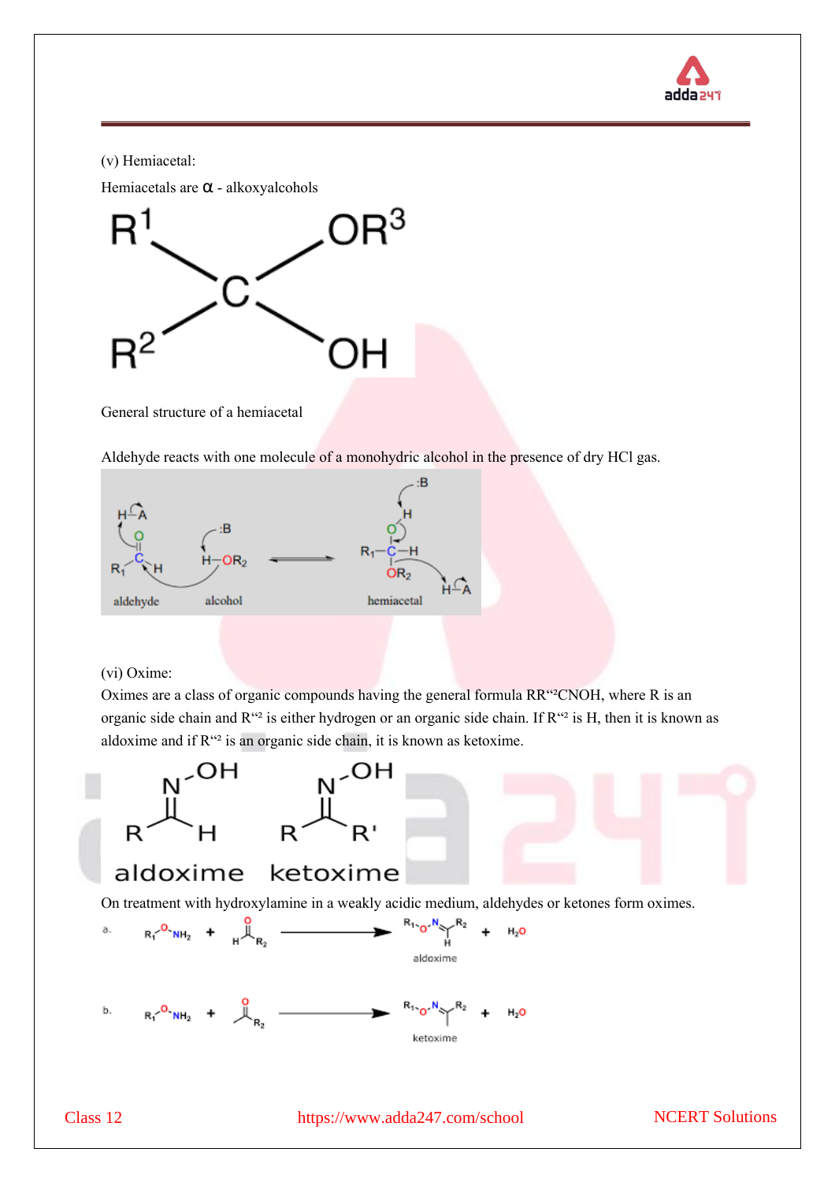(v) Hemiacetal:

Hemiacetals are α - alkoxyalcohols

General structure of a hemiacetal

Aldehyde reacts with one molecule of a monohydric alcohol in the presence of dry HCl gas.

(vi) Oxime:

Oximes are a class of organic compounds having the general formula RR“²CNOH, where R is an organic side chain and R“² is either hydrogen or an organic side chain. If R“² is H, then it is known as aldoxime and if R“² is an organic side chain, it is known as ketoxime.

On treatment with hydroxylamine in a weakly acidic medium, aldehydes or ketones form oximes.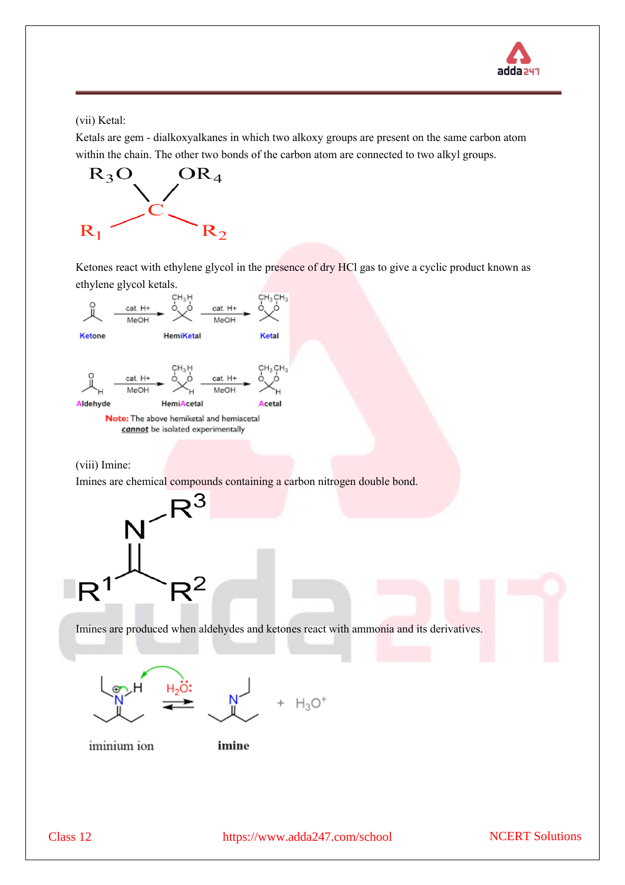(vii) Ketal:

Ketals are gem - dialkoxyalkanes in which two alkoxy groups are present on the same carbon atom within the chain. The other two bonds of the carbon atom are connected to two alkyl groups.

Ketones react with ethylene glycol in the presence of dry HCl gas to give a cyclic product known as ethylene glycol ketals.

**Note:** The above hemiketal and hemiacetal ***cannot*** be isolated experimentally

(viii) Imine:

Imines are chemical compounds containing a carbon nitrogen double bond.

Imines are produced when aldehydes and ketones react with ammonia and its derivatives.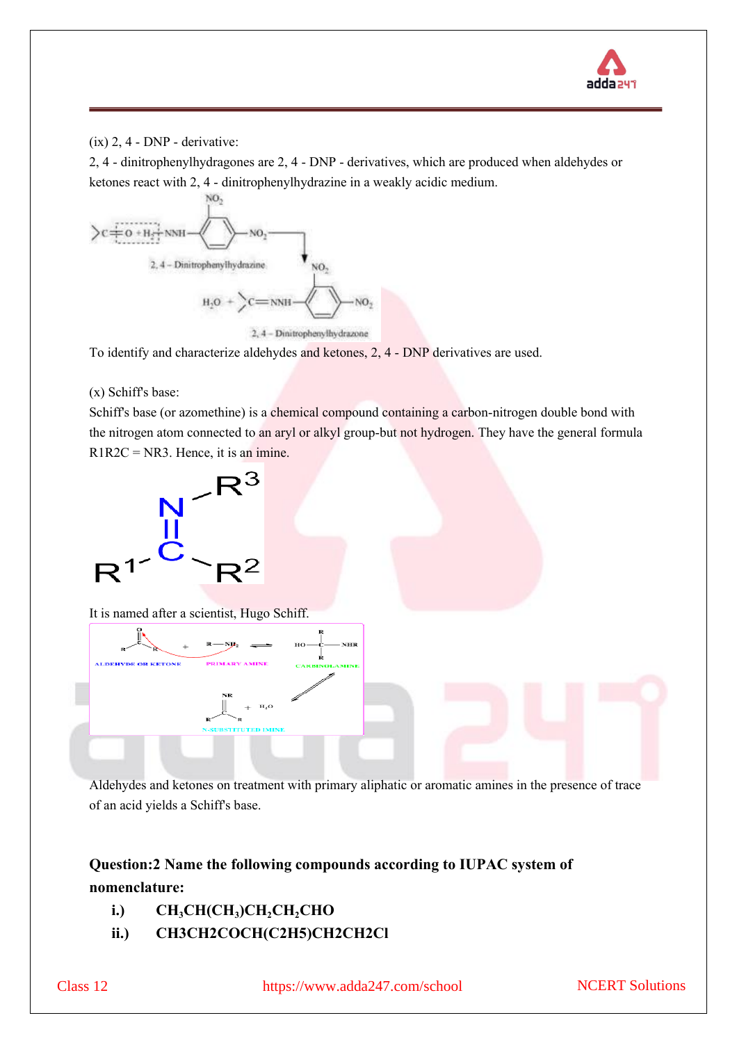(ix) 2, 4 - DNP - derivative:

2, 4 - dinitrophenylhydragones are 2, 4 - DNP - derivatives, which are produced when aldehydes or ketones react with 2, 4 - dinitrophenylhydrazine in a weakly acidic medium.

To identify and characterize aldehydes and ketones, 2, 4 - DNP derivatives are used.

(x) Schiff's base:

Schiff's base (or azomethine) is a chemical compound containing a carbon-nitrogen double bond with the nitrogen atom connected to an aryl or alkyl group-but not hydrogen. They have the general formula R1R2C = NR3. Hence, it is an imine.

It is named after a scientist, Hugo Schiff.

Aldehydes and ketones on treatment with primary aliphatic or aromatic amines in the presence of trace of an acid yields a Schiff's base.

**Question:2 Name the following compounds according to IUPAC system of nomenclature:**

i.) $CH_3CH(CH_3)CH_2CH_2CHO$

ii.) CH3CH2COCH(C2H5)CH2CH2Cl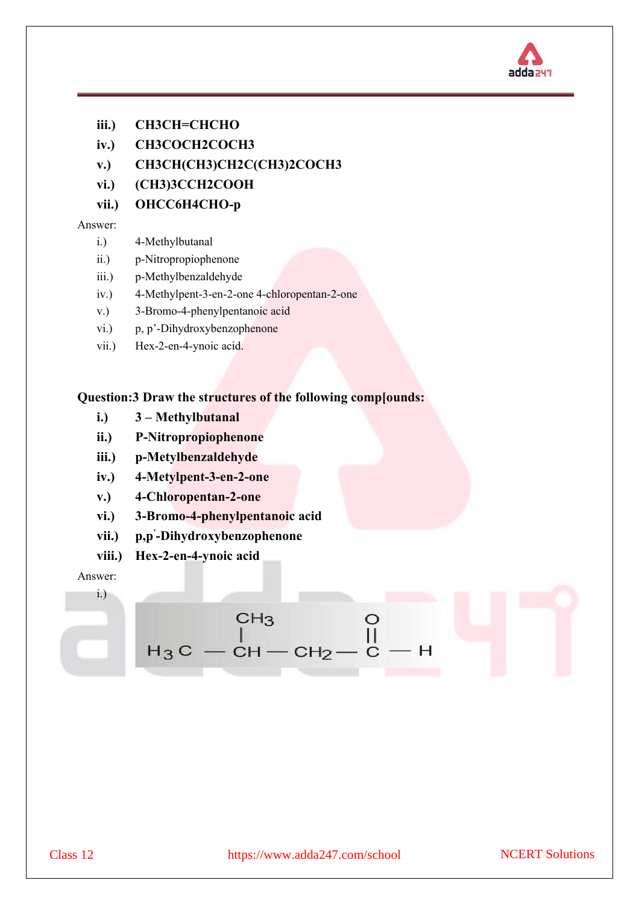- **iii.)** **$CH_3CH{=}CHCHO$**
- **iv.)** **$CH_3COCH_2COCH_3$**
- **v.)** **$CH_3CH(CH_3)CH_2C(CH_3)_2COCH_3$**
- **vi.)** **$(CH_3)_3CCH_2COOH$**
- **vii.)** **$OHCC_6H_4CHO$-p**

Answer:

- i.) 4-Methylbutanal
- ii.) p-Nitropropiophenone
- iii.) p-Methylbenzaldehyde
- iv.) 4-Methylpent-3-en-2-one 4-chloropentan-2-one
- v.) 3-Bromo-4-phenylpentanoic acid
- vi.) p, p'-Dihydroxybenzophenone
- vii.) Hex-2-en-4-ynoic acid.

**Question:3 Draw the structures of the following comp[ounds:**

- **i.)** **3 – Methylbutanal**
- **ii.)** **P-Nitropropiophenone**
- **iii.)** **p-Metylbenzaldehyde**
- **iv.)** **4-Metylpent-3-en-2-one**
- **v.)** **4-Chloropentan-2-one**
- **vi.)** **3-Bromo-4-phenylpentanoic acid**
- **vii.)** **p,p'-Dihydroxybenzophenone**
- **viii.)** **Hex-2-en-4-ynoic acid**

Answer:

i.)

$$H_3C - \underset{\displaystyle CH_3}{\overset{}{CH}} - CH_2 - \overset{\displaystyle O}{\overset{\|}{C}} - H$$

(with $CH_3$ attached to the CH carbon as a branch)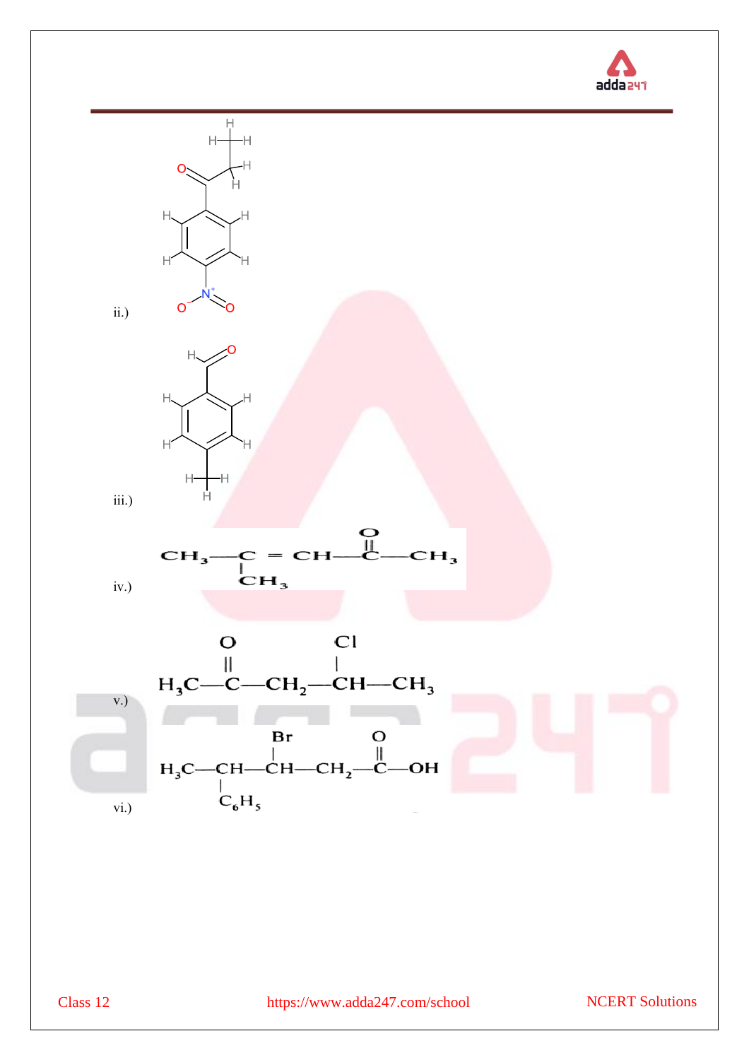ii.)

iii.)

iv.) $CH_3-\underset{\displaystyle CH_3}{\underset{|}{C}}=CH-\overset{\displaystyle O}{\overset{||}{C}}-CH_3$

v.) $H_3C-\overset{\displaystyle O}{\overset{||}{C}}-CH_2-\overset{\displaystyle Cl}{\overset{|}{CH}}-CH_3$

vi.) $H_3C-\underset{\displaystyle C_6H_5}{\underset{|}{CH}}-\overset{\displaystyle Br}{\overset{|}{CH}}-CH_2-\overset{\displaystyle O}{\overset{||}{C}}-OH$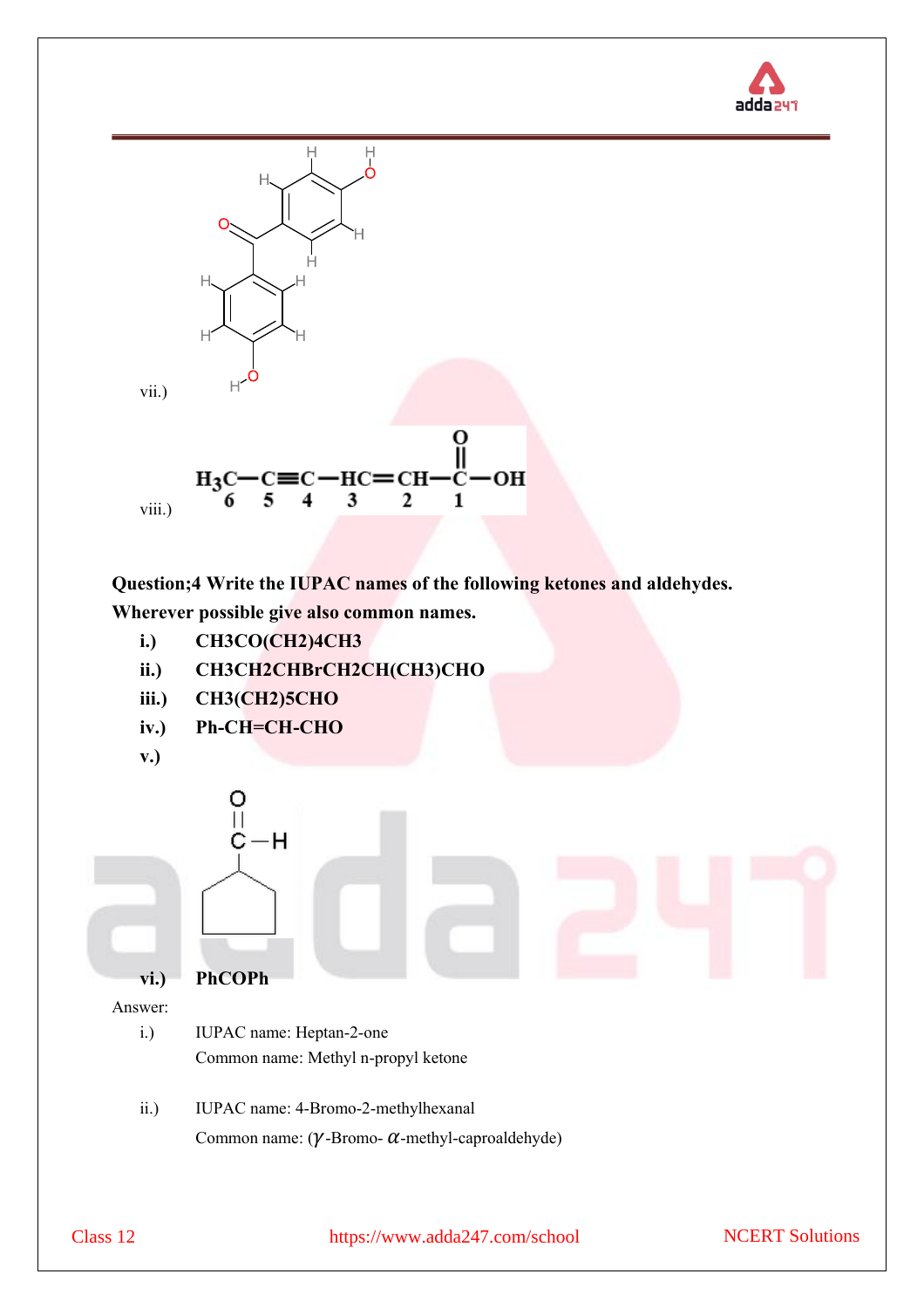vii.)

viii.) $H_3C-C\equiv C-HC=CH-\overset{O}{\overset{\|}{C}}-OH$ (carbons numbered 6, 5, 4, 3, 2, 1)

**Question;4 Write the IUPAC names of the following ketones and aldehydes. Wherever possible give also common names.**

- **i.)** **CH3CO(CH2)4CH3**
- **ii.)** **CH3CH2CHBrCH2CH(CH3)CHO**
- **iii.)** **CH3(CH2)5CHO**
- **iv.)** **Ph-CH=CH-CHO**
- **v.)**
- **vi.)** **PhCOPh**

Answer:

i.) IUPAC name: Heptan-2-one

Common name: Methyl n-propyl ketone

ii.) IUPAC name: 4-Bromo-2-methylhexanal

Common name: ($\gamma$-Bromo- $\alpha$-methyl-caproaldehyde)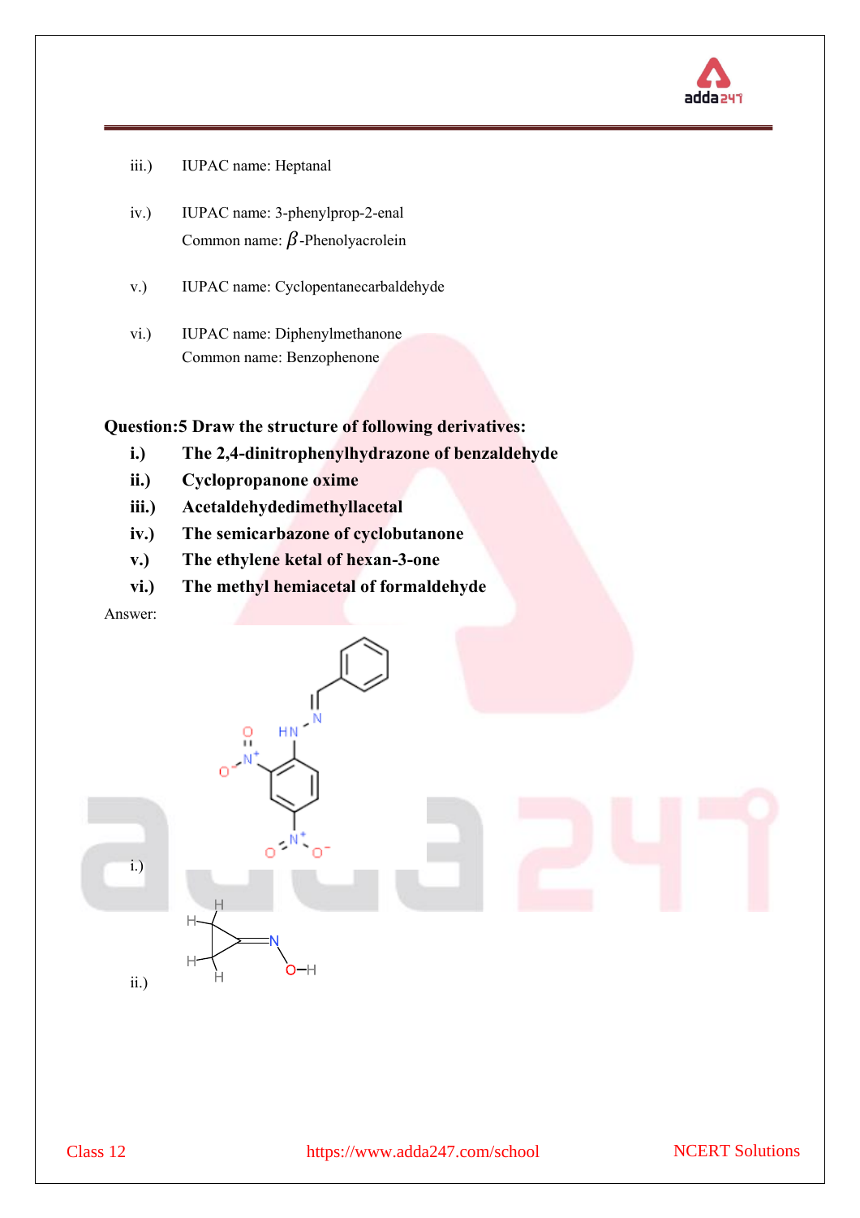iii.) IUPAC name: Heptanal

iv.) IUPAC name: 3-phenylprop-2-enal
Common name: $\beta$-Phenolyacrolein

v.) IUPAC name: Cyclopentanecarbaldehyde

vi.) IUPAC name: Diphenylmethanone
Common name: Benzophenone

**Question:5 Draw the structure of following derivatives:**

**i.) The 2,4-dinitrophenylhydrazone of benzaldehyde**

**ii.) Cyclopropanone oxime**

**iii.) Acetaldehydedimethylacetal**

**iv.) The semicarbazone of cyclobutanone**

**v.) The ethylene ketal of hexan-3-one**

**vi.) The methyl hemiacetal of formaldehyde**

Answer:

i.)

ii.)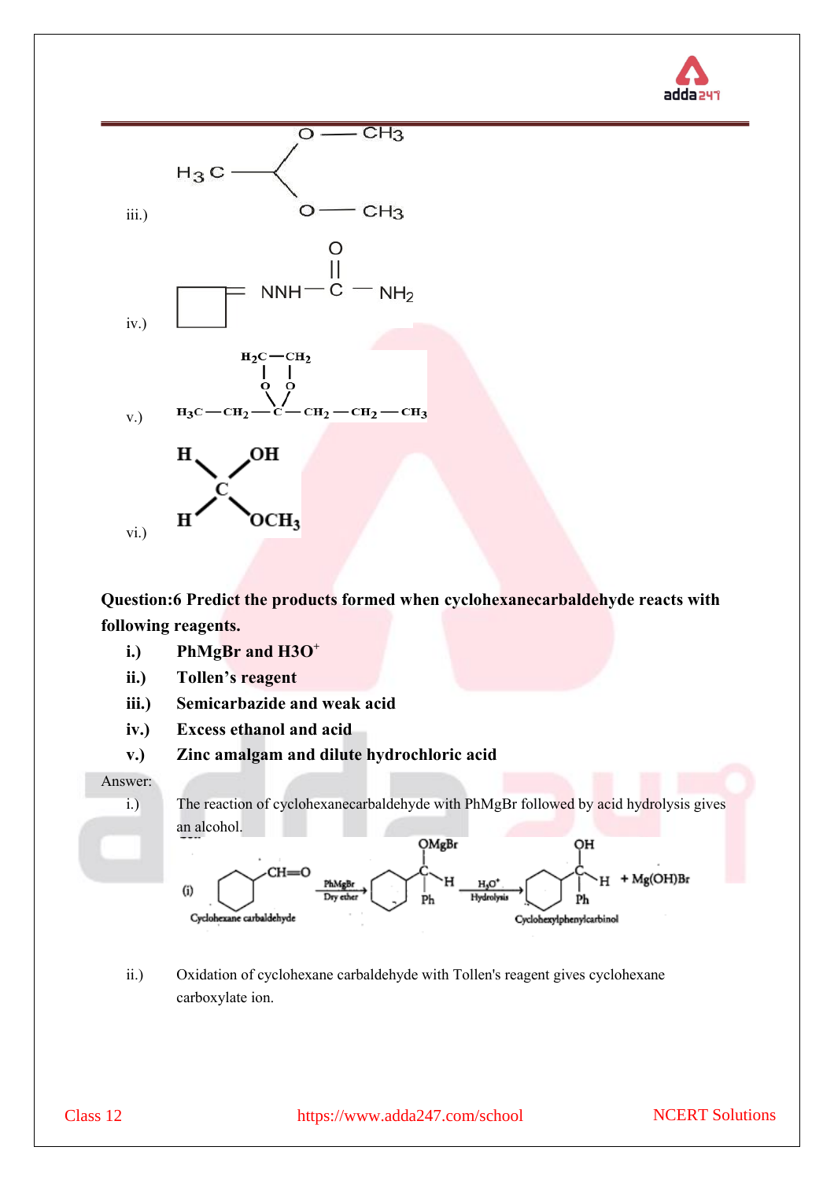iii.)

$$H_3C-CH(OCH_3)_2$$

iv.)

$$\square{=}NNH-\overset{O}{\overset{||}{C}}-NH_2$$

v.)

$$H_3C-CH_2-\underset{\text{(O-CH}_2\text{-CH}_2\text{-O)}}{C}-CH_2-CH_2-CH_3$$

vi.)

$$H_2C(OH)(OCH_3)$$

**Question:6 Predict the products formed when cyclohexanecarbaldehyde reacts with following reagents.**

- **i.) PhMgBr and H3O$^{+}$**
- **ii.) Tollen's reagent**
- **iii.) Semicarbazide and weak acid**
- **iv.) Excess ethanol and acid**
- **v.) Zinc amalgam and dilute hydrochloric acid**

Answer:

i.) The reaction of cyclohexanecarbaldehyde with PhMgBr followed by acid hydrolysis gives an alcohol.

(i) Cyclohexane carbaldehyde $\xrightarrow[\text{Dry ether}]{\text{PhMgBr}}$ $C_6H_{11}-CH(OMgBr)Ph$ $\xrightarrow[\text{Hydrolysis}]{H_3O^+}$ $C_6H_{11}-CH(OH)Ph$ + Mg(OH)Br

Cyclohexylphenylcarbinol

ii.) Oxidation of cyclohexane carbaldehyde with Tollen's reagent gives cyclohexane carboxylate ion.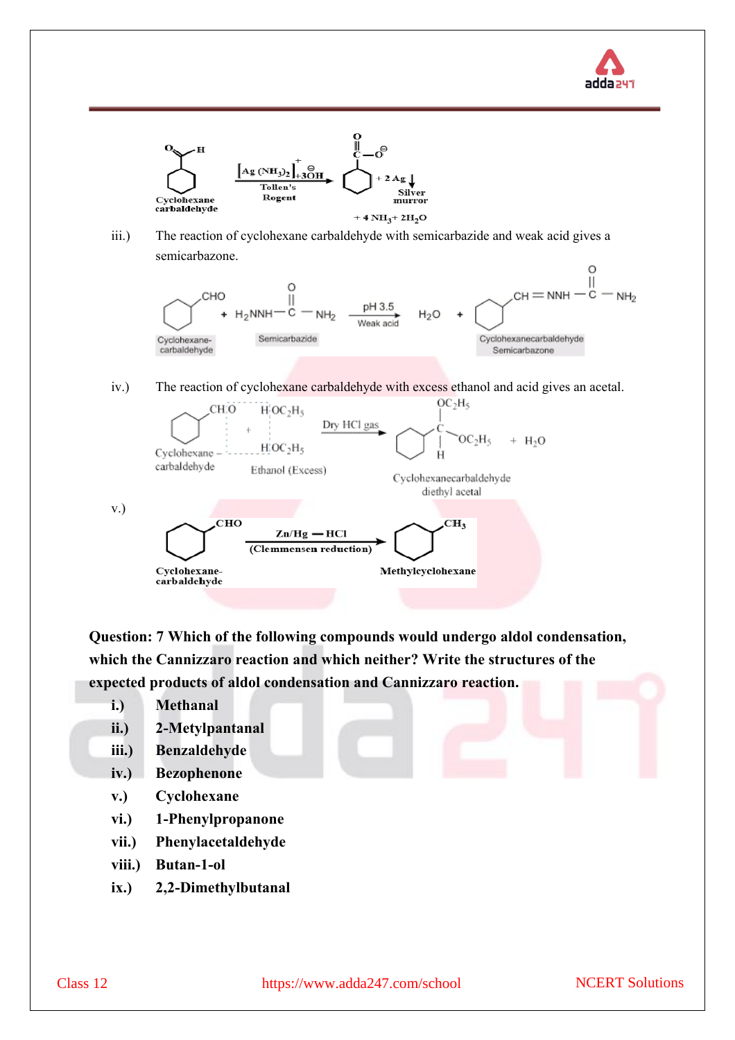$$\text{Cyclohexane carbaldehyde} \xrightarrow[\text{Tollen's Rogent}]{[Ag(NH_3)_2]^{+} + 3\overset{\ominus}{O}H} C_6H_{11}-COO^{\ominus} + 2Ag\downarrow \text{ (Silver murror)} + 4NH_3 + 2H_2O$$

iii.) The reaction of cyclohexane carbaldehyde with semicarbazide and weak acid gives a semicarbazone.

$$\underset{\text{Cyclohexane-carbaldehyde}}{C_6H_{11}-CHO} + \underset{\text{Semicarbazide}}{H_2NNH-\overset{O}{\overset{\|}{C}}-NH_2} \xrightarrow[\text{Weak acid}]{pH\ 3.5} H_2O + \underset{\text{Cyclohexanecarbaldehyde Semicarbazone}}{C_6H_{11}-CH=NNH-\overset{O}{\overset{\|}{C}}-NH_2}$$

iv.) The reaction of cyclohexane carbaldehyde with excess ethanol and acid gives an acetal.

$$\underset{\text{Cyclohexane – carbaldehyde}}{C_6H_{11}-CHO} + \underset{\text{Ethanol (Excess)}}{2\,HOC_2H_5} \xrightarrow{\text{Dry HCl gas}} \underset{\text{Cyclohexanecarbaldehyde diethyl acetal}}{C_6H_{11}-CH(OC_2H_5)_2} + H_2O$$

v.)

$$\underset{\text{Cyclohexane-carbaldehyde}}{C_6H_{11}-CHO} \xrightarrow[\text{(Clemmensen reduction)}]{Zn/Hg - HCl} \underset{\text{Methylcyclohexane}}{C_6H_{11}-CH_3}$$

**Question: 7 Which of the following compounds would undergo aldol condensation, which the Cannizzaro reaction and which neither? Write the structures of the expected products of aldol condensation and Cannizzaro reaction.**

- **i.) Methanal**
- **ii.) 2-Metylpantanal**
- **iii.) Benzaldehyde**
- **iv.) Bezophenone**
- **v.) Cyclohexane**
- **vi.) 1-Phenylpropanone**
- **vii.) Phenylacetaldehyde**
- **viii.) Butan-1-ol**
- **ix.) 2,2-Dimethylbutanal**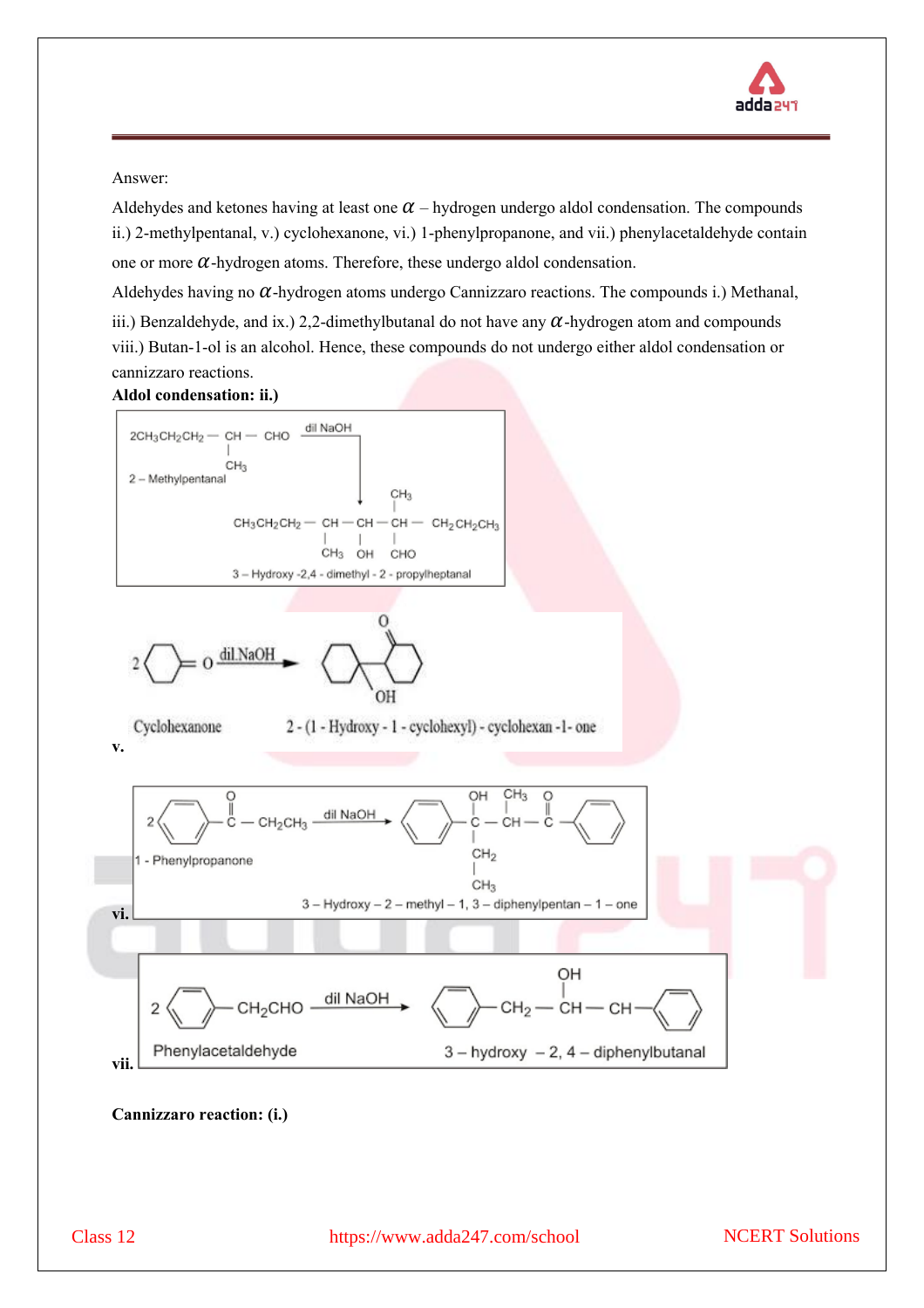Answer:

Aldehydes and ketones having at least one $\alpha$ – hydrogen undergo aldol condensation. The compounds ii.) 2-methylpentanal, v.) cyclohexanone, vi.) 1-phenylpropanone, and vii.) phenylacetaldehyde contain one or more $\alpha$-hydrogen atoms. Therefore, these undergo aldol condensation.

Aldehydes having no $\alpha$-hydrogen atoms undergo Cannizzaro reactions. The compounds i.) Methanal, iii.) Benzaldehyde, and ix.) 2,2-dimethylbutanal do not have any $\alpha$-hydrogen atom and compounds viii.) Butan-1-ol is an alcohol. Hence, these compounds do not undergo either aldol condensation or cannizzaro reactions.

**Aldol condensation: ii.)**

$$2CH_3CH_2CH_2-\underset{\underset{CH_3}{|}}{CH}-CHO \xrightarrow{\text{dil NaOH}} CH_3CH_2CH_2-\underset{\underset{CH_3}{|}}{CH}-\underset{\underset{OH}{|}}{CH}-\overset{\overset{CH_3}{|}}{\underset{\underset{CHO}{|}}{C}}-CH_2CH_2CH_3$$

2 – Methylpentanal → 3 – Hydroxy -2,4 - dimethyl - 2 - propylheptanal

**v.**

2 Cyclohexanone $\xrightarrow{\text{dil.NaOH}}$ 2 - (1 - Hydroxy - 1 - cyclohexyl) - cyclohexan -1- one

**vi.**

$$2\,C_6H_5-\overset{\overset{O}{||}}{C}-CH_2CH_3 \xrightarrow{\text{dil NaOH}} C_6H_5-\overset{\overset{OH}{|}}{\underset{\underset{\underset{CH_3}{|}}{CH_2}}{|}}{C}-\overset{\overset{CH_3}{|}}{CH}-\overset{\overset{O}{||}}{C}-C_6H_5$$

1 - Phenylpropanone → 3 – Hydroxy – 2 – methyl – 1, 3 – diphenylpentan – 1 – one

**vii.**

$$2\,C_6H_5-CH_2CHO \xrightarrow{\text{dil NaOH}} C_6H_5-CH_2-\overset{\overset{OH}{|}}{CH}-CH-C_6H_5$$

Phenylacetaldehyde → 3 – hydroxy – 2, 4 – diphenylbutanal

**Cannizzaro reaction: (i.)**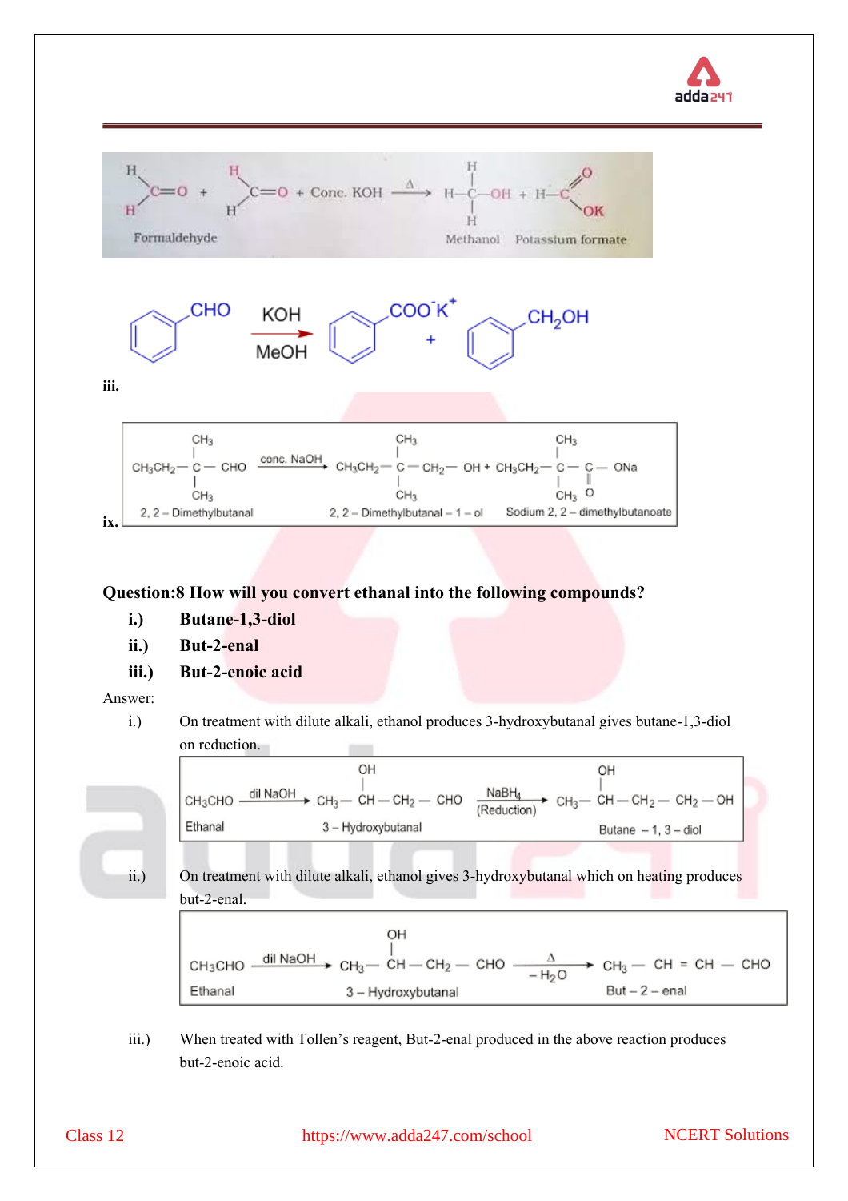$$\underset{\text{Formaldehyde}}{HCHO + HCHO} + \text{Conc. KOH} \xrightarrow{\Delta} \underset{\text{Methanol}}{H-CH_2-OH} + \underset{\text{Potassium formate}}{H-COOK}$$

$$C_6H_5CHO \xrightarrow[\text{MeOH}]{\text{KOH}} C_6H_5COO^-K^+ + C_6H_5CH_2OH$$

iii.

$$\underset{\text{2, 2 – Dimethylbutanal}}{CH_3CH_2-C(CH_3)_2-CHO} \xrightarrow{\text{conc. NaOH}} \underset{\text{2, 2 – Dimethylbutanal – 1 – ol}}{CH_3CH_2-C(CH_3)_2-CH_2-OH} + \underset{\text{Sodium 2, 2 – dimethylbutanoate}}{CH_3CH_2-C(CH_3)_2-C(=O)-ONa}$$

ix.

**Question:8 How will you convert ethanal into the following compounds?**

**i.) Butane-1,3-diol**

**ii.) But-2-enal**

**iii.) But-2-enoic acid**

Answer:

i.) On treatment with dilute alkali, ethanol produces 3-hydroxybutanal gives butane-1,3-diol on reduction.

$$\underset{\text{Ethanal}}{CH_3CHO} \xrightarrow{\text{dil NaOH}} \underset{\text{3 – Hydroxybutanal}}{CH_3-CH(OH)-CH_2-CHO} \xrightarrow[\text{(Reduction)}]{NaBH_4} \underset{\text{Butane – 1, 3 – diol}}{CH_3-CH(OH)-CH_2-CH_2-OH}$$

ii.) On treatment with dilute alkali, ethanol gives 3-hydroxybutanal which on heating produces but-2-enal.

$$\underset{\text{Ethanal}}{CH_3CHO} \xrightarrow{\text{dil NaOH}} \underset{\text{3 – Hydroxybutanal}}{CH_3-CH(OH)-CH_2-CHO} \xrightarrow[-H_2O]{\Delta} \underset{\text{But – 2 – enal}}{CH_3-CH=CH-CHO}$$

iii.) When treated with Tollen's reagent, But-2-enal produced in the above reaction produces but-2-enoic acid.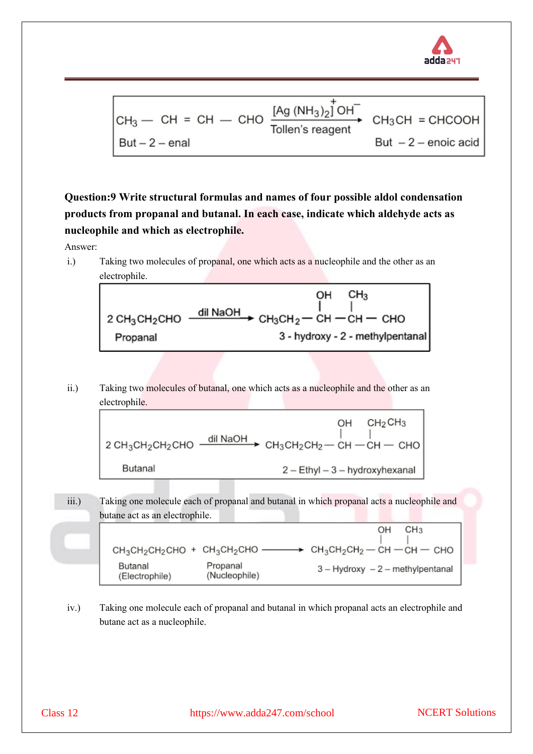$$CH_3 - CH = CH - CHO \xrightarrow[\text{Tollen's reagent}]{[Ag(NH_3)_2]^+ OH^-} CH_3CH = CHCOOH$$

But – 2 – enal → But – 2 – enoic acid

**Question:9 Write structural formulas and names of four possible aldol condensation products from propanal and butanal. In each case, indicate which aldehyde acts as nucleophile and which as electrophile.**

Answer:

i.) Taking two molecules of propanal, one which acts as a nucleophile and the other as an electrophile.

$$2\ CH_3CH_2CHO \xrightarrow{\text{dil NaOH}} CH_3CH_2-\underset{\displaystyle OH}{CH}-\underset{\displaystyle CH_3}{CH}-CHO$$

Propanal → 3 - hydroxy - 2 - methylpentanal

ii.) Taking two molecules of butanal, one which acts as a nucleophile and the other as an electrophile.

$$2\ CH_3CH_2CH_2CHO \xrightarrow{\text{dil NaOH}} CH_3CH_2CH_2-\underset{\displaystyle OH}{CH}-\underset{\displaystyle CH_2CH_3}{CH}-CHO$$

Butanal → 2 – Ethyl – 3 – hydroxyhexanal

iii.) Taking one molecule each of propanal and butanal in which propanal acts a nucleophile and butane act as an electrophile.

$$CH_3CH_2CH_2CHO + CH_3CH_2CHO \longrightarrow CH_3CH_2CH_2-\underset{\displaystyle OH}{CH}-\underset{\displaystyle CH_3}{CH}-CHO$$

Butanal (Electrophile) + Propanal (Nucleophile) → 3 – Hydroxy – 2 – methylpentanal

iv.) Taking one molecule each of propanal and butanal in which propanal acts an electrophile and butane act as a nucleophile.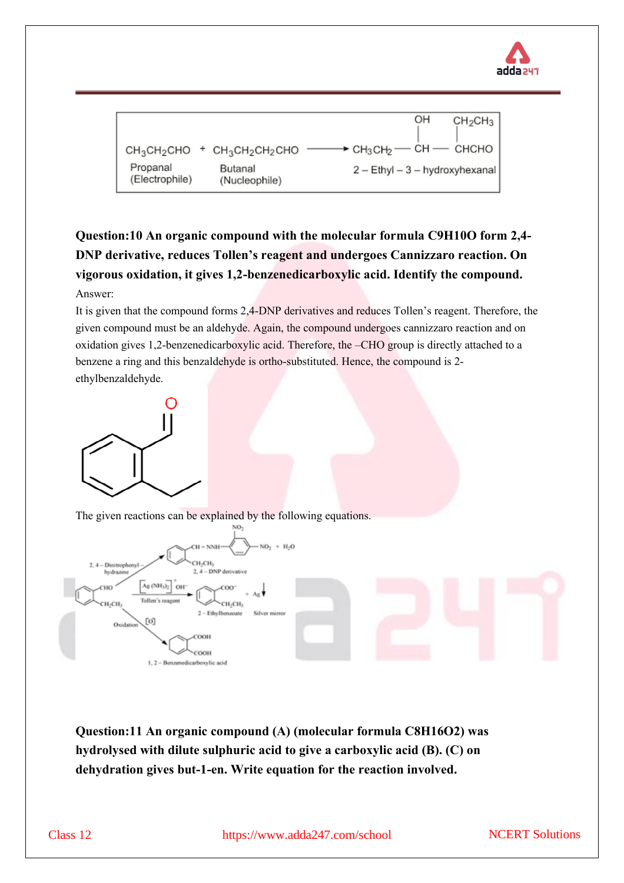$$CH_3CH_2CHO + CH_3CH_2CH_2CHO \longrightarrow CH_3CH_2-\underset{|}{\overset{OH}{CH}}-\underset{|}{\overset{CH_2CH_3}{CHCHO}}$$

Propanal (Electrophile) + Butanal (Nucleophile) → 2 – Ethyl – 3 – hydroxyhexanal

**Question:10 An organic compound with the molecular formula C9H10O form 2,4-DNP derivative, reduces Tollen's reagent and undergoes Cannizzaro reaction. On vigorous oxidation, it gives 1,2-benzenedicarboxylic acid. Identify the compound.**

Answer:

It is given that the compound forms 2,4-DNP derivatives and reduces Tollen's reagent. Therefore, the given compound must be an aldehyde. Again, the compound undergoes cannizzaro reaction and on oxidation gives 1,2-benzenedicarboxylic acid. Therefore, the –CHO group is directly attached to a benzene a ring and this benzaldehyde is ortho-substituted. Hence, the compound is 2-ethylbenzaldehyde.

The given reactions can be explained by the following equations.

2-Ethylbenzaldehyde + 2, 4 – Dinitrophenyl – hydrazine → 2, 4 – DNP derivative ($C_6H_4(CH_2CH_3)CH=NNH-C_6H_3(NO_2)_2$) + $H_2O$

2-Ethylbenzaldehyde + $[Ag(NH_3)_2]^+ OH^-$ (Tollen's reagent) → 2 – Ethylbenzoate ($C_6H_4(CH_2CH_3)COO^-$) + $Ag\downarrow$ (Silver mirror)

2-Ethylbenzaldehyde $\xrightarrow{[O]}$ (Oxidation) 1, 2 – Benzenedicarboxylic acid ($C_6H_4(COOH)_2$)

**Question:11 An organic compound (A) (molecular formula C8H16O2) was hydrolysed with dilute sulphuric acid to give a carboxylic acid (B). (C) on dehydration gives but-1-en. Write equation for the reaction involved.**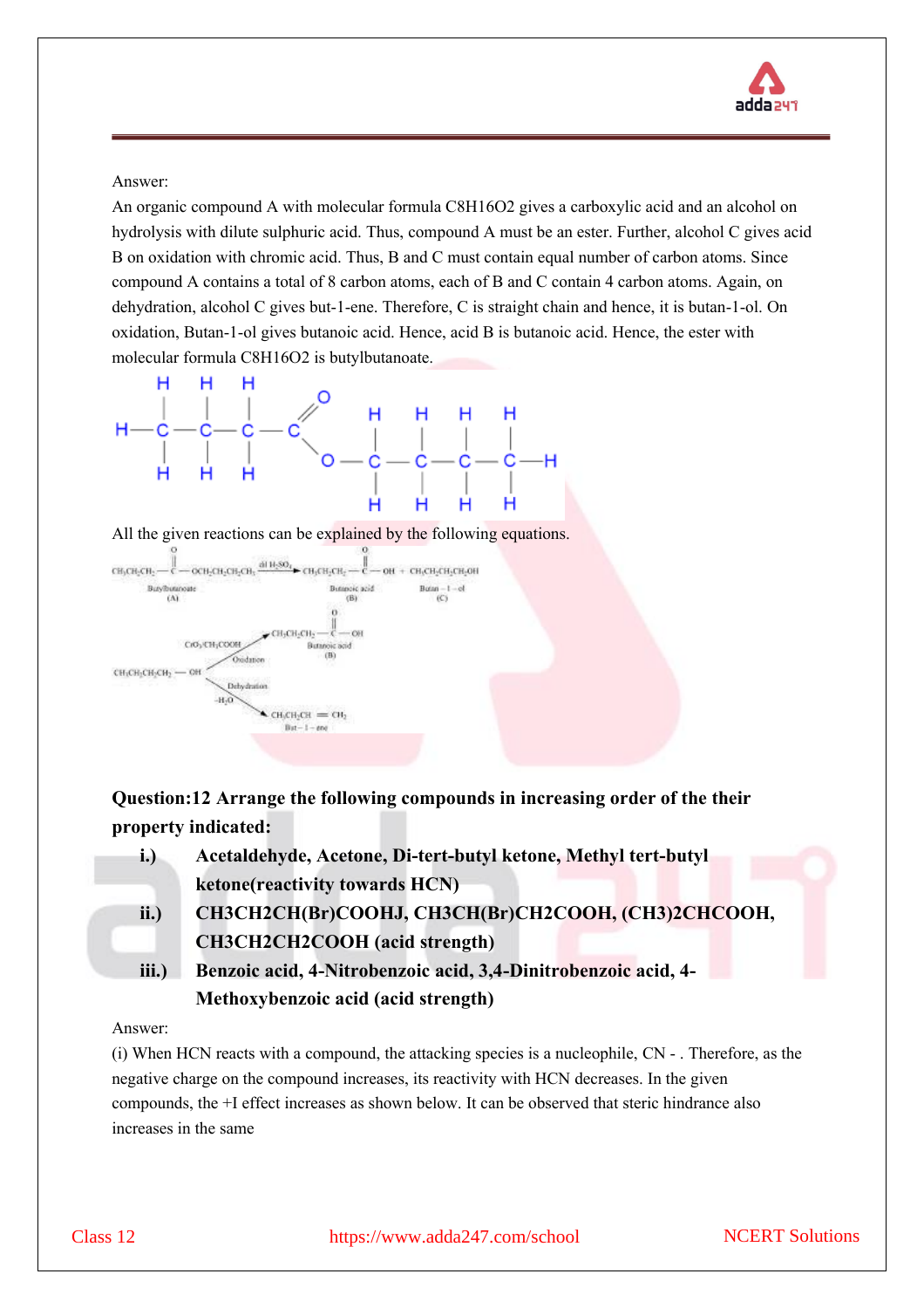Answer:

An organic compound A with molecular formula $C_8H_{16}O_2$ gives a carboxylic acid and an alcohol on hydrolysis with dilute sulphuric acid. Thus, compound A must be an ester. Further, alcohol C gives acid B on oxidation with chromic acid. Thus, B and C must contain equal number of carbon atoms. Since compound A contains a total of 8 carbon atoms, each of B and C contain 4 carbon atoms. Again, on dehydration, alcohol C gives but-1-ene. Therefore, C is straight chain and hence, it is butan-1-ol. On oxidation, Butan-1-ol gives butanoic acid. Hence, acid B is butanoic acid. Hence, the ester with molecular formula $C_8H_{16}O_2$ is butylbutanoate.

$$CH_3CH_2CH_2-\overset{O}{\overset{\|}{C}}-O-CH_2CH_2CH_2CH_3$$

All the given reactions can be explained by the following equations.

$$\underset{\text{Butylbutanoate (A)}}{CH_3CH_2CH_2-\overset{O}{\overset{\|}{C}}-OCH_2CH_2CH_2CH_3} \xrightarrow{\text{dil } H_2SO_4} \underset{\text{Butanoic acid (B)}}{CH_3CH_2CH_2-\overset{O}{\overset{\|}{C}}-OH} + \underset{\text{Butan-1-ol (C)}}{CH_3CH_2CH_2CH_2OH}$$

$$CH_3CH_2CH_2CH_2-OH \xrightarrow[\text{Oxidation}]{CrO_3/CH_3COOH} \underset{\text{Butanoic acid (B)}}{CH_3CH_2CH_2-\overset{O}{\overset{\|}{C}}-OH}$$

$$CH_3CH_2CH_2CH_2-OH \xrightarrow[-H_2O]{\text{Dehydration}} \underset{\text{But-1-ene}}{CH_3CH_2CH=CH_2}$$

**Question:12 Arrange the following compounds in increasing order of the their property indicated:**

**i.) Acetaldehyde, Acetone, Di-tert-butyl ketone, Methyl tert-butyl ketone(reactivity towards HCN)**

**ii.) CH3CH2CH(Br)COOHJ, CH3CH(Br)CH2COOH, (CH3)2CHCOOH, CH3CH2CH2COOH (acid strength)**

**iii.) Benzoic acid, 4-Nitrobenzoic acid, 3,4-Dinitrobenzoic acid, 4-Methoxybenzoic acid (acid strength)**

Answer:

(i) When HCN reacts with a compound, the attacking species is a nucleophile, $CN^-$. Therefore, as the negative charge on the compound increases, its reactivity with HCN decreases. In the given compounds, the +I effect increases as shown below. It can be observed that steric hindrance also increases in the same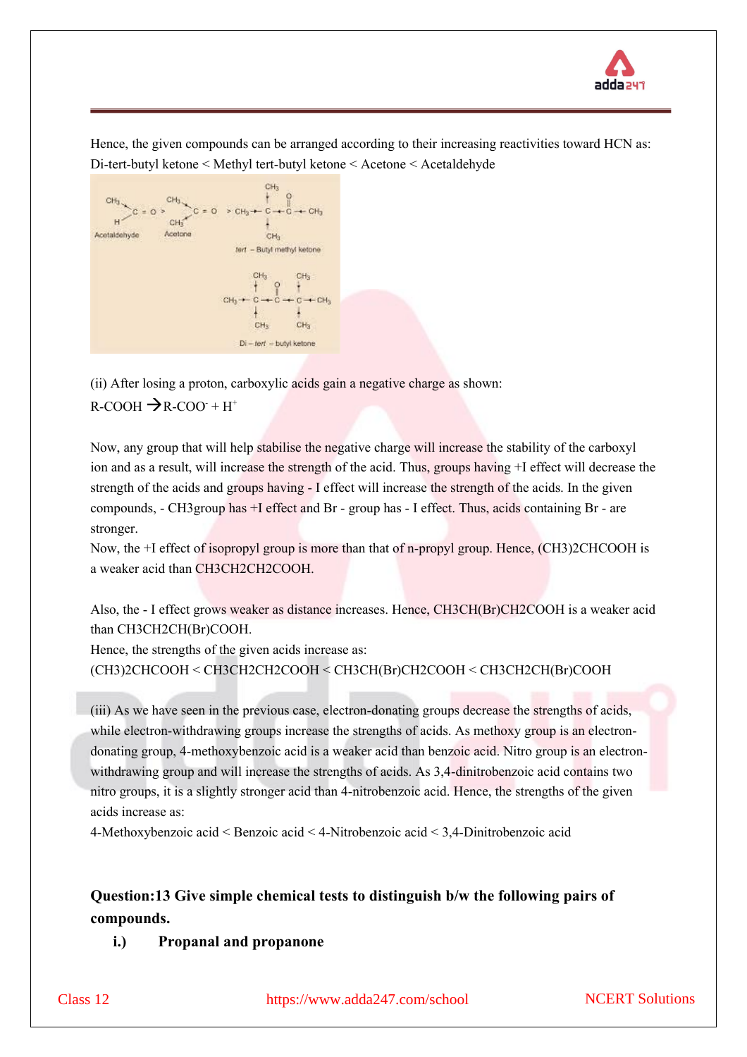Hence, the given compounds can be arranged according to their increasing reactivities toward HCN as:
Di-tert-butyl ketone < Methyl tert-butyl ketone < Acetone < Acetaldehyde

(ii) After losing a proton, carboxylic acids gain a negative charge as shown:

R-COOH → R-COO$^-$ + H$^+$

Now, any group that will help stabilise the negative charge will increase the stability of the carboxyl ion and as a result, will increase the strength of the acid. Thus, groups having +I effect will decrease the strength of the acids and groups having - I effect will increase the strength of the acids. In the given compounds, - CH3group has +I effect and Br - group has - I effect. Thus, acids containing Br - are stronger.

Now, the +I effect of isopropyl group is more than that of n-propyl group. Hence, (CH3)2CHCOOH is a weaker acid than CH3CH2CH2COOH.

Also, the - I effect grows weaker as distance increases. Hence, CH3CH(Br)CH2COOH is a weaker acid than CH3CH2CH(Br)COOH.

Hence, the strengths of the given acids increase as:

(CH3)2CHCOOH < CH3CH2CH2COOH < CH3CH(Br)CH2COOH < CH3CH2CH(Br)COOH

(iii) As we have seen in the previous case, electron-donating groups decrease the strengths of acids, while electron-withdrawing groups increase the strengths of acids. As methoxy group is an electron-donating group, 4-methoxybenzoic acid is a weaker acid than benzoic acid. Nitro group is an electron-withdrawing group and will increase the strengths of acids. As 3,4-dinitrobenzoic acid contains two nitro groups, it is a slightly stronger acid than 4-nitrobenzoic acid. Hence, the strengths of the given acids increase as:

4-Methoxybenzoic acid < Benzoic acid < 4-Nitrobenzoic acid < 3,4-Dinitrobenzoic acid

**Question:13 Give simple chemical tests to distinguish b/w the following pairs of compounds.**

**i.) Propanal and propanone**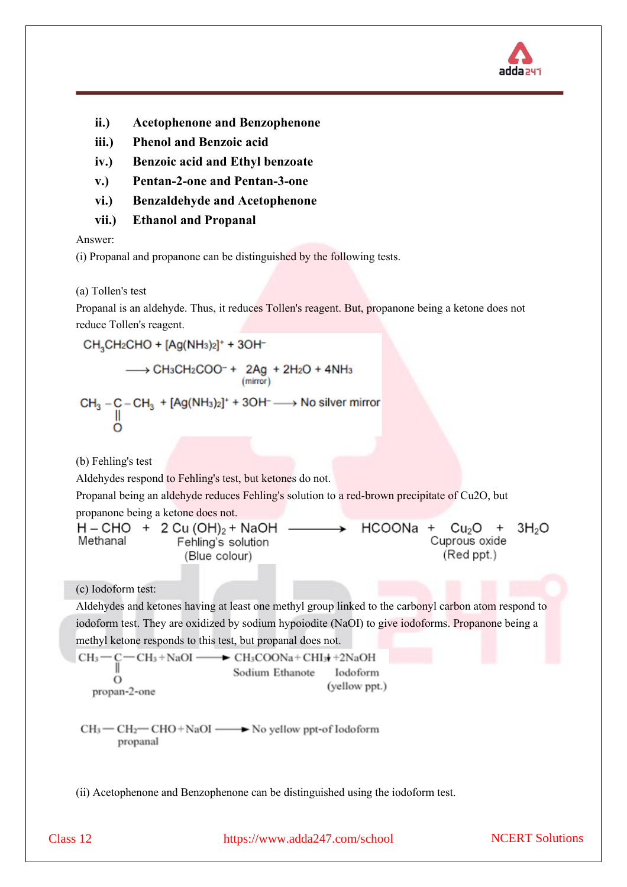ii.) **Acetophenone and Benzophenone**

iii.) **Phenol and Benzoic acid**

iv.) **Benzoic acid and Ethyl benzoate**

v.) **Pentan-2-one and Pentan-3-one**

vi.) **Benzaldehyde and Acetophenone**

vii.) **Ethanol and Propanal**

Answer:

(i) Propanal and propanone can be distinguished by the following tests.

(a) Tollen's test

Propanal is an aldehyde. Thus, it reduces Tollen's reagent. But, propanone being a ketone does not reduce Tollen's reagent.

$$CH_3CH_2CHO + [Ag(NH_3)_2]^+ + 3OH^- \longrightarrow CH_3CH_2COO^- + \underset{(mirror)}{2Ag} + 2H_2O + 4NH_3$$

$$CH_3-\underset{\underset{O}{\|}}{C}-CH_3 + [Ag(NH_3)_2]^+ + 3OH^- \longrightarrow \text{No silver mirror}$$

(b) Fehling's test

Aldehydes respond to Fehling's test, but ketones do not.

Propanal being an aldehyde reduces Fehling's solution to a red-brown precipitate of Cu2O, but propanone being a ketone does not.

$$\underset{\text{Methanal}}{H-CHO} + \underset{\substack{\text{Fehling's solution} \\ \text{(Blue colour)}}}{2\,Cu(OH)_2 + NaOH} \longrightarrow HCOONa + \underset{\substack{\text{Cuprous oxide} \\ \text{(Red ppt.)}}}{Cu_2O} + 3H_2O$$

(c) Iodoform test:

Aldehydes and ketones having at least one methyl group linked to the carbonyl carbon atom respond to iodoform test. They are oxidized by sodium hypoiodite (NaOI) to give iodoforms. Propanone being a methyl ketone responds to this test, but propanal does not.

$$\underset{\text{propan-2-one}}{CH_3-\underset{\underset{O}{\|}}{C}-CH_3} + NaOI \longrightarrow \underset{\text{Sodium Ethanote}}{CH_3COONa} + \underset{\substack{\text{Iodoform} \\ \text{(yellow ppt.)}}}{CHI_3\downarrow} + 2NaOH$$

$$\underset{\text{propanal}}{CH_3-CH_2-CHO} + NaOI \longrightarrow \text{No yellow ppt of Iodoform}$$

(ii) Acetophenone and Benzophenone can be distinguished using the iodoform test.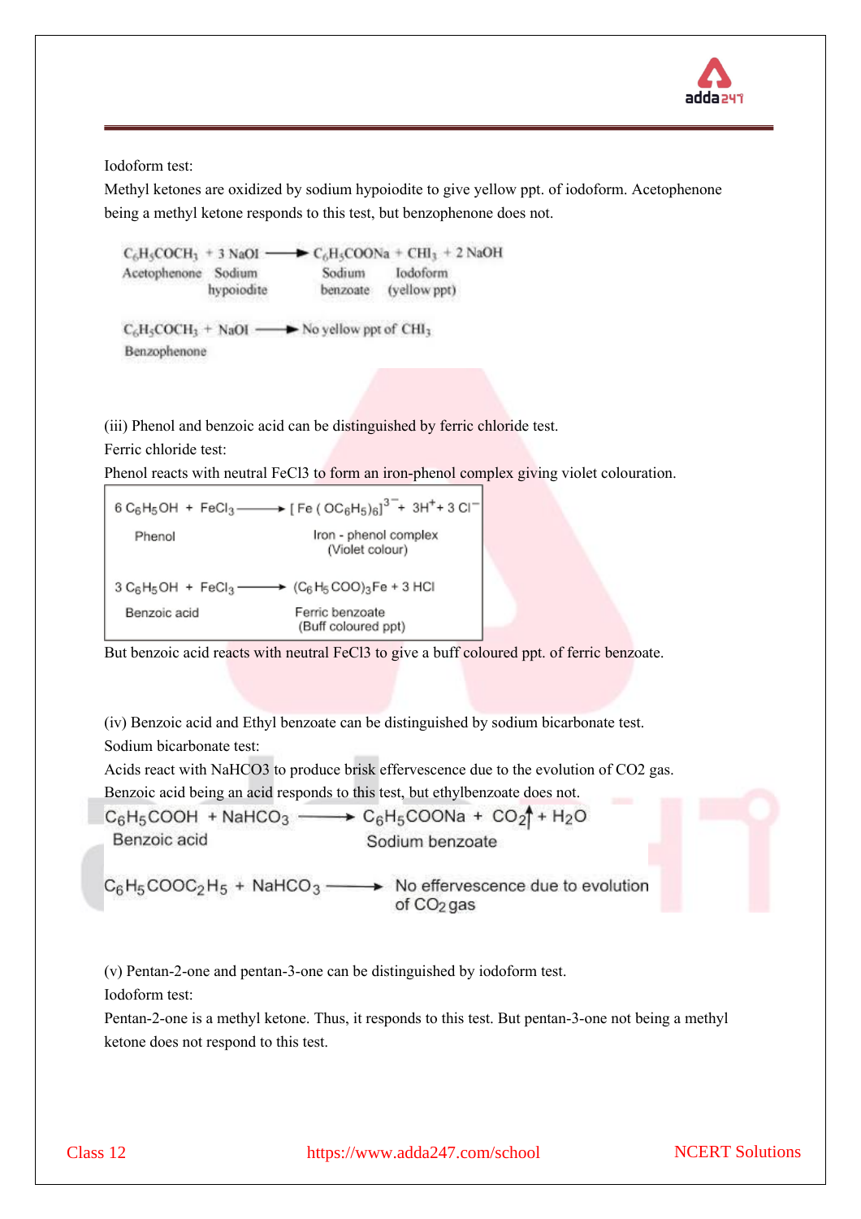Iodoform test:

Methyl ketones are oxidized by sodium hypoiodite to give yellow ppt. of iodoform. Acetophenone being a methyl ketone responds to this test, but benzophenone does not.

$$\underset{\text{Acetophenone}}{C_6H_5COCH_3} + \underset{\text{Sodium hypoiodite}}{3\,NaOI} \longrightarrow \underset{\text{Sodium benzoate}}{C_6H_5COONa} + \underset{\text{Iodoform (yellow ppt)}}{CHI_3} + 2\,NaOH$$

$$\underset{\text{Benzophenone}}{C_6H_5COCH_3} + NaOI \longrightarrow \text{No yellow ppt of } CHI_3$$

(iii) Phenol and benzoic acid can be distinguished by ferric chloride test.

Ferric chloride test:

Phenol reacts with neutral FeCl3 to form an iron-phenol complex giving violet colouration.

$$\underset{\text{Phenol}}{6\,C_6H_5OH} + FeCl_3 \longrightarrow \underset{\text{Iron - phenol complex (Violet colour)}}{[Fe(OC_6H_5)_6]^{3-}} + 3H^+ + 3\,Cl^-$$

$$\underset{\text{Benzoic acid}}{3\,C_6H_5OH} + FeCl_3 \longrightarrow \underset{\text{Ferric benzoate (Buff coloured ppt)}}{(C_6H_5COO)_3Fe} + 3\,HCl$$

But benzoic acid reacts with neutral FeCl3 to give a buff coloured ppt. of ferric benzoate.

(iv) Benzoic acid and Ethyl benzoate can be distinguished by sodium bicarbonate test.

Sodium bicarbonate test:

Acids react with NaHCO3 to produce brisk effervescence due to the evolution of CO2 gas. Benzoic acid being an acid responds to this test, but ethylbenzoate does not.

$$\underset{\text{Benzoic acid}}{C_6H_5COOH} + NaHCO_3 \longrightarrow \underset{\text{Sodium benzoate}}{C_6H_5COONa} + CO_2\uparrow + H_2O$$

$$C_6H_5COOC_2H_5 + NaHCO_3 \longrightarrow \text{No effervescence due to evolution of } CO_2 \text{ gas}$$

(v) Pentan-2-one and pentan-3-one can be distinguished by iodoform test.

Iodoform test:

Pentan-2-one is a methyl ketone. Thus, it responds to this test. But pentan-3-one not being a methyl ketone does not respond to this test.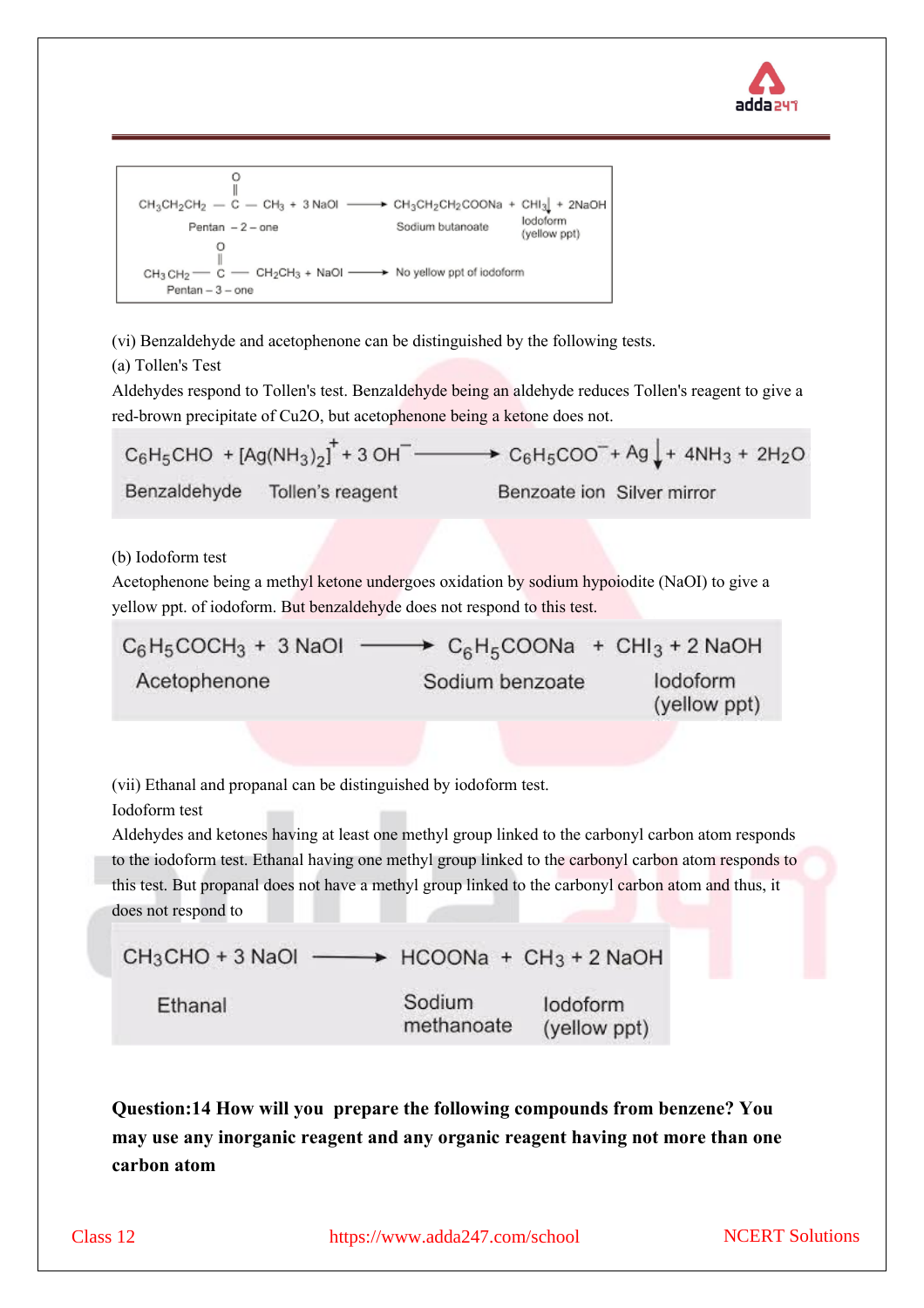$$CH_3CH_2CH_2-\overset{O}{\overset{\|}{C}}-CH_3 + 3\,NaOI \longrightarrow CH_3CH_2CH_2COONa + CHI_3\downarrow + 2NaOH$$

Pentan – 2 – one &emsp; Sodium butanoate &emsp; Iodoform (yellow ppt)

$$CH_3CH_2-\overset{O}{\overset{\|}{C}}-CH_2CH_3 + NaOI \longrightarrow \text{No yellow ppt of iodoform}$$

Pentan – 3 – one

(vi) Benzaldehyde and acetophenone can be distinguished by the following tests.

(a) Tollen's Test

Aldehydes respond to Tollen's test. Benzaldehyde being an aldehyde reduces Tollen's reagent to give a red-brown precipitate of Cu2O, but acetophenone being a ketone does not.

$$C_6H_5CHO + [Ag(NH_3)_2]^+ + 3\,OH^- \longrightarrow C_6H_5COO^- + Ag\downarrow + 4NH_3 + 2H_2O$$

Benzaldehyde &emsp; Tollen's reagent &emsp; Benzoate ion &emsp; Silver mirror

(b) Iodoform test

Acetophenone being a methyl ketone undergoes oxidation by sodium hypoiodite (NaOI) to give a yellow ppt. of iodoform. But benzaldehyde does not respond to this test.

$$C_6H_5COCH_3 + 3\,NaOI \longrightarrow C_6H_5COONa + CHI_3 + 2\,NaOH$$

Acetophenone &emsp; Sodium benzoate &emsp; Iodoform (yellow ppt)

(vii) Ethanal and propanal can be distinguished by iodoform test.

Iodoform test

Aldehydes and ketones having at least one methyl group linked to the carbonyl carbon atom responds to the iodoform test. Ethanal having one methyl group linked to the carbonyl carbon atom responds to this test. But propanal does not have a methyl group linked to the carbonyl carbon atom and thus, it does not respond to

$$CH_3CHO + 3\,NaOI \longrightarrow HCOONa + CH_3 + 2\,NaOH$$

Ethanal &emsp; Sodium methanoate &emsp; Iodoform (yellow ppt)

**Question:14 How will you prepare the following compounds from benzene? You may use any inorganic reagent and any organic reagent having not more than one carbon atom**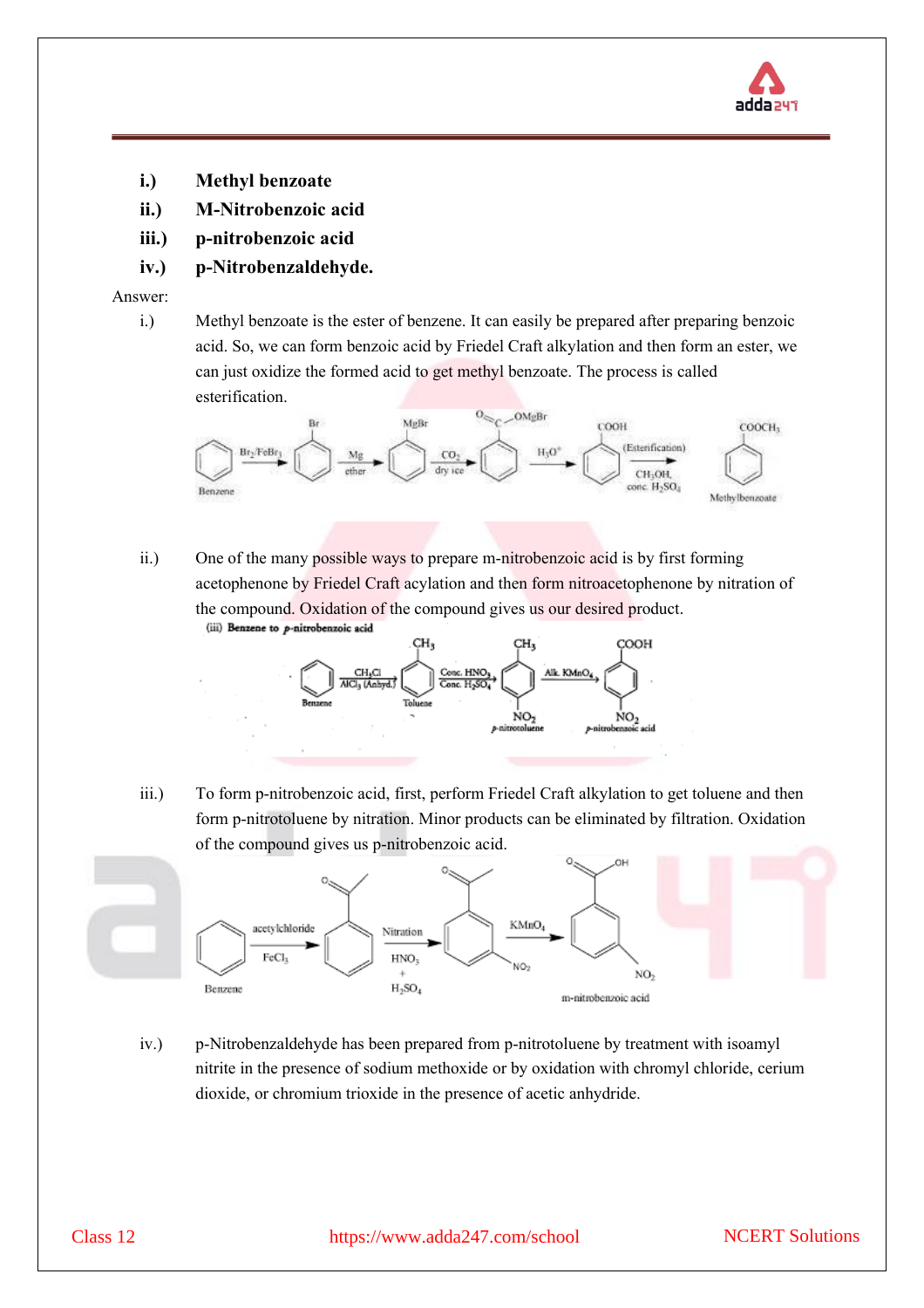**i.) Methyl benzoate**

**ii.) M-Nitrobenzoic acid**

**iii.) p-nitrobenzoic acid**

**iv.) p-Nitrobenzaldehyde.**

Answer:

i.) Methyl benzoate is the ester of benzene. It can easily be prepared after preparing benzoic acid. So, we can form benzoic acid by Friedel Craft alkylation and then form an ester, we can just oxidize the formed acid to get methyl benzoate. The process is called esterification.

ii.) One of the many possible ways to prepare m-nitrobenzoic acid is by first forming acetophenone by Friedel Craft acylation and then form nitroacetophenone by nitration of the compound. Oxidation of the compound gives us our desired product.

iii.) To form p-nitrobenzoic acid, first, perform Friedel Craft alkylation to get toluene and then form p-nitrotoluene by nitration. Minor products can be eliminated by filtration. Oxidation of the compound gives us p-nitrobenzoic acid.

iv.) p-Nitrobenzaldehyde has been prepared from p-nitrotoluene by treatment with isoamyl nitrite in the presence of sodium methoxide or by oxidation with chromyl chloride, cerium dioxide, or chromium trioxide in the presence of acetic anhydride.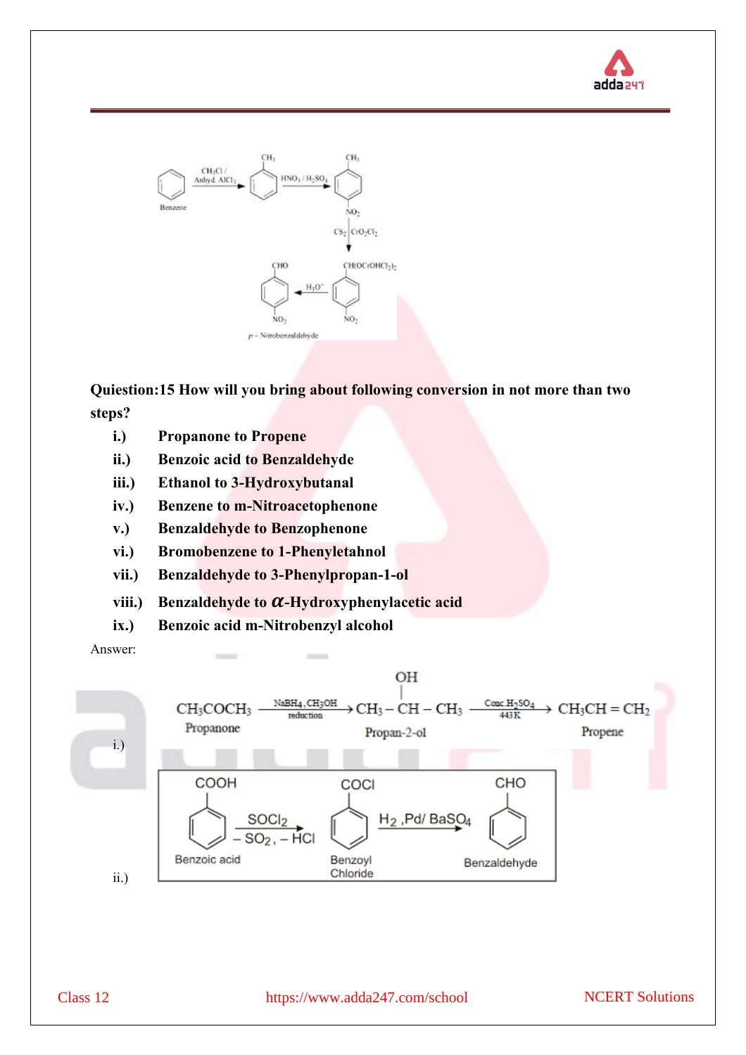$$\text{Benzene} \xrightarrow[\text{Anhyd. } AlCl_3]{CH_3Cl\,/} C_6H_5CH_3 \xrightarrow{HNO_3\,/\,H_2SO_4} p\text{-}NO_2C_6H_4CH_3 \xrightarrow{CS_2 \,|\, CrO_2Cl_2} p\text{-}NO_2C_6H_4CH(OCrOHCl_2)_2 \xrightarrow{H_3O^+} p\text{-}NO_2C_6H_4CHO$$

$p$ – Nitrobenzaldehyde

**Quiestion:15 How will you bring about following conversion in not more than two steps?**

i.) **Propanone to Propene**

ii.) **Benzoic acid to Benzaldehyde**

iii.) **Ethanol to 3-Hydroxybutanal**

iv.) **Benzene to m-Nitroacetophenone**

v.) **Benzaldehyde to Benzophenone**

vi.) **Bromobenzene to 1-Phenyletahnol**

vii.) **Benzaldehyde to 3-Phenylpropan-1-ol**

viii.) **Benzaldehyde to $\alpha$-Hydroxyphenylacetic acid**

ix.) **Benzoic acid m-Nitrobenzyl alcohol**

Answer:

i.)

$$\underset{\text{Propanone}}{CH_3COCH_3} \xrightarrow[\text{reduction}]{NaBH_4,\,CH_3OH} \underset{\text{Propan-2-ol}}{CH_3-CH(OH)-CH_3} \xrightarrow[443\,K]{\text{Conc.}H_2SO_4} \underset{\text{Propene}}{CH_3CH=CH_2}$$

ii.)

$$\underset{\text{Benzoic acid}}{C_6H_5COOH} \xrightarrow[-SO_2,\,-HCl]{SOCl_2} \underset{\text{Benzoyl Chloride}}{C_6H_5COCl} \xrightarrow{H_2,\,Pd/\,BaSO_4} \underset{\text{Benzaldehyde}}{C_6H_5CHO}$$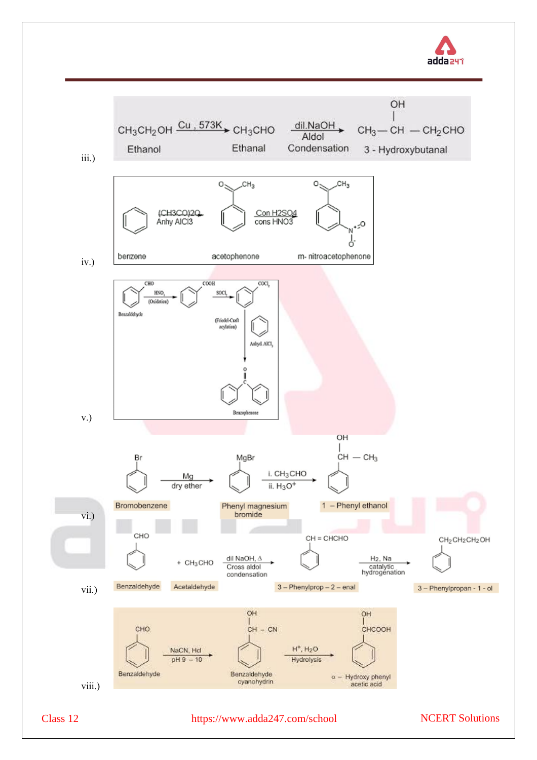iii.)

$$CH_3CH_2OH \xrightarrow{Cu,\ 573K} CH_3CHO \xrightarrow[\text{Aldol Condensation}]{dil.NaOH} CH_3-\underset{}{\overset{OH}{\overset{|}{CH}}}-CH_2CHO$$

Ethanol → Ethanal → 3 - Hydroxybutanal

iv.)

benzene $\xrightarrow[\text{Anhy AlCl3}]{(CH3CO)2O}$ acetophenone $\xrightarrow[\text{cons HNO3}]{\text{Con H2SO4}}$ m- nitroacetophenone

v.)

Benzaldehyde (CHO) $\xrightarrow[\text{(Oxidation)}]{HNO_3}$ COOH $\xrightarrow{SOCl_2}$ $COCl_2$ $\xrightarrow[\text{Anhyd. } AlCl_3]{\text{(Friedel-Craft acylation)}, \text{ benzene}}$ Benzophenone

vi.)

Bromobenzene $\xrightarrow[\text{dry ether}]{Mg}$ Phenyl magnesium bromide $\xrightarrow[\text{ii. } H_3O^+]{\text{i. } CH_3CHO}$ 1 – Phenyl ethanol

vii.)

Benzaldehyde + $CH_3CHO$ (Acetaldehyde) $\xrightarrow[\text{Cross aldol condensation}]{\text{dil NaOH, }\Delta}$ 3 – Phenylprop – 2 – enal ($CH = CHCHO$) $\xrightarrow[\text{catalytic hydrogenation}]{H_2, Na}$ 3 – Phenylpropan - 1 - ol ($CH_2CH_2CH_2OH$)

viii.)

Benzaldehyde (CHO) $\xrightarrow[\text{pH 9 – 10}]{\text{NaCN, Hcl}}$ Benzaldehyde cyanohydrin ($CH(OH)-CN$) $\xrightarrow[\text{Hydrolysis}]{H^+, H_2O}$ α – Hydroxy phenyl acetic acid ($CH(OH)COOH$)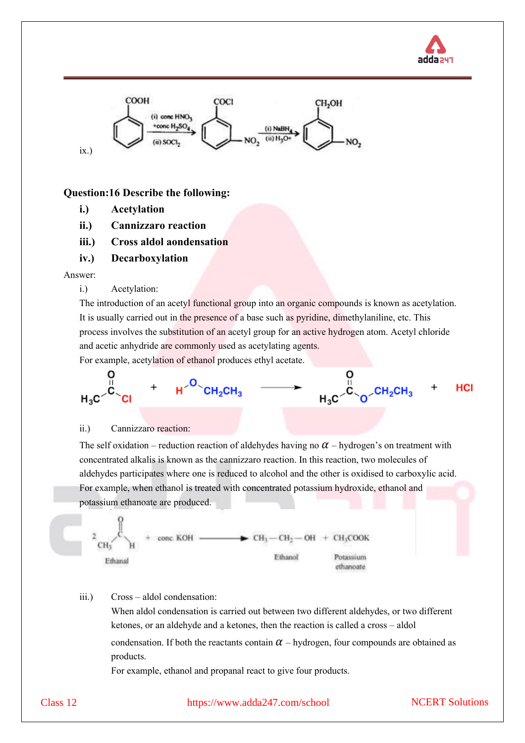ix.)

$$\text{C}_6\text{H}_5\text{COOH} \xrightarrow[\text{(ii) } SOCl_2]{\text{(i) conc } HNO_3 + \text{conc } H_2SO_4} \text{(3-nitro)C}_6\text{H}_4\text{COCl} \xrightarrow[\text{(ii) } H_3O^+]{\text{(i) } NaBH_4} \text{(3-nitro)C}_6\text{H}_4\text{CH}_2\text{OH}$$

**Question:16 Describe the following:**

**i.) Acetylation**

**ii.) Cannizzaro reaction**

**iii.) Cross aldol aondensation**

**iv.) Decarboxylation**

Answer:

i.) Acetylation:

The introduction of an acetyl functional group into an organic compounds is known as acetylation. It is usually carried out in the presence of a base such as pyridine, dimethylaniline, etc. This process involves the substitution of an acetyl group for an active hydrogen atom. Acetyl chloride and acetic anhydride are commonly used as acetylating agents.

For example, acetylation of ethanol produces ethyl acetate.

$$H_3C{-}CO{-}Cl + H{-}O{-}CH_2CH_3 \longrightarrow H_3C{-}CO{-}O{-}CH_2CH_3 + HCl$$

ii.) Cannizzaro reaction:

The self oxidation – reduction reaction of aldehydes having no $\alpha$ – hydrogen's on treatment with concentrated alkalis is known as the cannizzaro reaction. In this reaction, two molecules of aldehydes participates where one is reduced to alcohol and the other is oxidised to carboxylic acid. For example, when ethanol is treated with concentrated potassium hydroxide, ethanol and potassium ethanoate are produced.

$$2\,CH_3CHO \text{ (Ethanal)} + \text{conc. KOH} \longrightarrow CH_3{-}CH_2{-}OH \text{ (Ethanol)} + CH_3COOK \text{ (Potassium ethanoate)}$$

iii.) Cross – aldol condensation:

When aldol condensation is carried out between two different aldehydes, or two different ketones, or an aldehyde and a ketones, then the reaction is called a cross – aldol condensation. If both the reactants contain $\alpha$ – hydrogen, four compounds are obtained as products.

For example, ethanol and propanal react to give four products.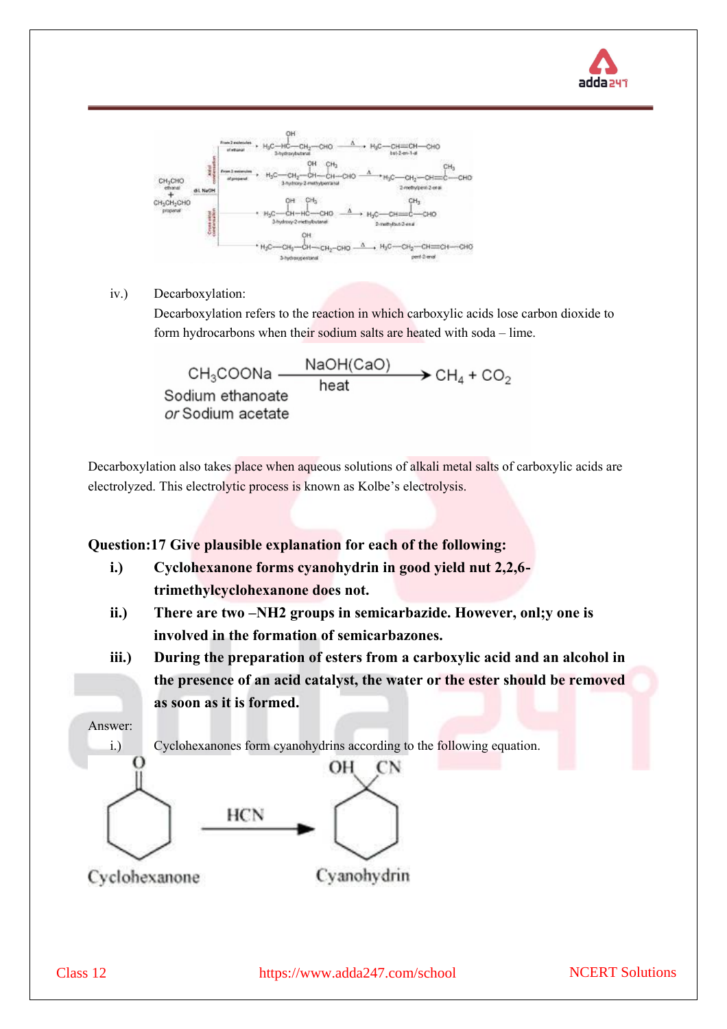iv.) Decarboxylation:

Decarboxylation refers to the reaction in which carboxylic acids lose carbon dioxide to form hydrocarbons when their sodium salts are heated with soda – lime.

$$CH_3COONa \xrightarrow[\text{heat}]{NaOH(CaO)} CH_4 + CO_2$$

Sodium ethanoate *or* Sodium acetate

Decarboxylation also takes place when aqueous solutions of alkali metal salts of carboxylic acids are electrolyzed. This electrolytic process is known as Kolbe's electrolysis.

**Question:17 Give plausible explanation for each of the following:**

**i.) Cyclohexanone forms cyanohydrin in good yield nut 2,2,6-trimethylcyclohexanone does not.**

**ii.) There are two –NH2 groups in semicarbazide. However, onl;y one is involved in the formation of semicarbazones.**

**iii.) During the preparation of esters from a carboxylic acid and an alcohol in the presence of an acid catalyst, the water or the ester should be removed as soon as it is formed.**

Answer:

i.) Cyclohexanones form cyanohydrins according to the following equation.

Cyclohexanone $\xrightarrow{HCN}$ Cyanohydrin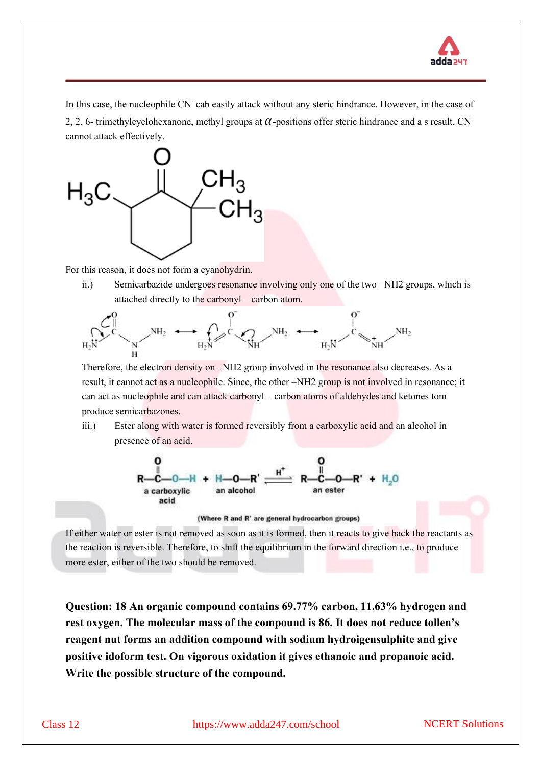In this case, the nucleophile $CN^-$ cab easily attack without any steric hindrance. However, in the case of 2, 2, 6- trimethylcyclohexanone, methyl groups at $\alpha$-positions offer steric hindrance and a s result, $CN^-$ cannot attack effectively.

For this reason, it does not form a cyanohydrin.

ii.) Semicarbazide undergoes resonance involving only one of the two –NH2 groups, which is attached directly to the carbonyl – carbon atom.

Therefore, the electron density on –NH2 group involved in the resonance also decreases. As a result, it cannot act as a nucleophile. Since, the other –NH2 group is not involved in resonance; it can act as nucleophile and can attack carbonyl – carbon atoms of aldehydes and ketones tom produce semicarbazones.

iii.) Ester along with water is formed reversibly from a carboxylic acid and an alcohol in presence of an acid.

$$\underset{\text{a carboxylic acid}}{R-\overset{O}{\overset{\|}{C}}-O-H} + \underset{\text{an alcohol}}{H-O-R'} \underset{}{\overset{H^+}{\rightleftharpoons}} \underset{\text{an ester}}{R-\overset{O}{\overset{\|}{C}}-O-R'} + H_2O$$

(Where R and R' are general hydrocarbon groups)

If either water or ester is not removed as soon as it is formed, then it reacts to give back the reactants as the reaction is reversible. Therefore, to shift the equilibrium in the forward direction i.e., to produce more ester, either of the two should be removed.

**Question: 18 An organic compound contains 69.77% carbon, 11.63% hydrogen and rest oxygen. The molecular mass of the compound is 86. It does not reduce tollen's reagent nut forms an addition compound with sodium hydroigensulphite and give positive idoform test. On vigorous oxidation it gives ethanoic and propanoic acid. Write the possible structure of the compound.**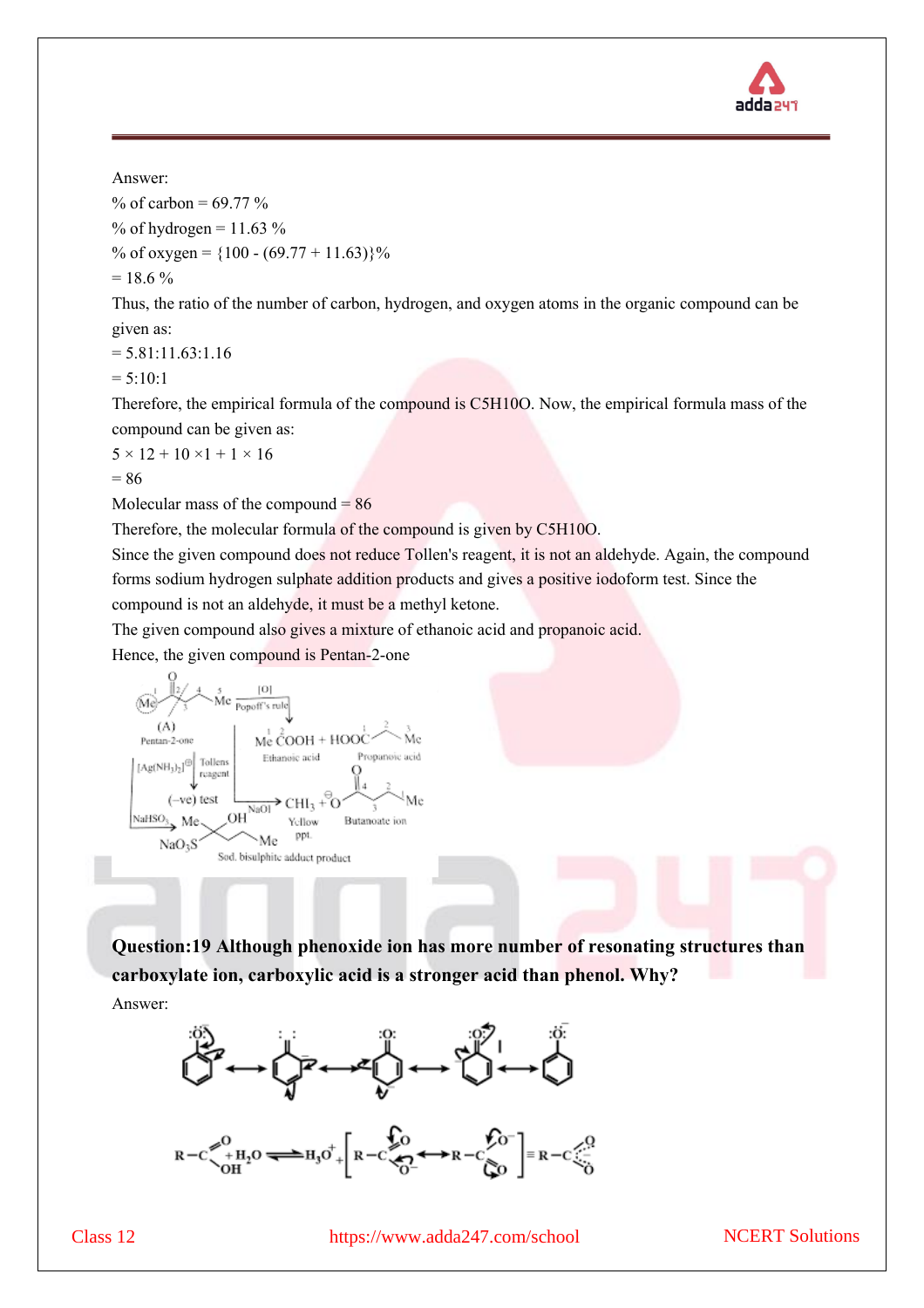Answer:

% of carbon = 69.77 %

% of hydrogen = 11.63 %

% of oxygen = {100 - (69.77 + 11.63)}%

= 18.6 %

Thus, the ratio of the number of carbon, hydrogen, and oxygen atoms in the organic compound can be given as:

= 5.81:11.63:1.16

= 5:10:1

Therefore, the empirical formula of the compound is $C_5H_{10}O$. Now, the empirical formula mass of the compound can be given as:

$5 \times 12 + 10 \times 1 + 1 \times 16$

= 86

Molecular mass of the compound = 86

Therefore, the molecular formula of the compound is given by $C_5H_{10}O$.

Since the given compound does not reduce Tollen's reagent, it is not an aldehyde. Again, the compound forms sodium hydrogen sulphate addition products and gives a positive iodoform test. Since the compound is not an aldehyde, it must be a methyl ketone.

The given compound also gives a mixture of ethanoic acid and propanoic acid.

Hence, the given compound is Pentan-2-one

(A) Pentan-2-one —[O], Popoff's rule→ Me COOH (Ethanoic acid) + HOOC–CH₂–Me (Propanoic acid)

(A) —$[Ag(NH_3)_2]^{\oplus}$ Tollens reagent→ (–ve) test

(A) —NaOI→ $CHI_3$ (Yellow ppt.) + $^{\ominus}O$–CO–CH₂–CH₂–Me (Butanoate ion)

(A) —$NaHSO_3$→ Sod. bisulphite adduct product ($Me$–C(OH)($SO_3Na$)–CH₂CH₂Me)

**Question:19 Although phenoxide ion has more number of resonating structures than carboxylate ion, carboxylic acid is a stronger acid than phenol. Why?**

Answer:

[Resonating structures of phenoxide ion]

$$R-COOH + H_2O \rightleftharpoons H_3O^+ + \left[R-C(=O)O^- \leftrightarrow R-C(O^-)=O\right] \equiv R-C\overset{O}{\underset{O}{\vdots}}$$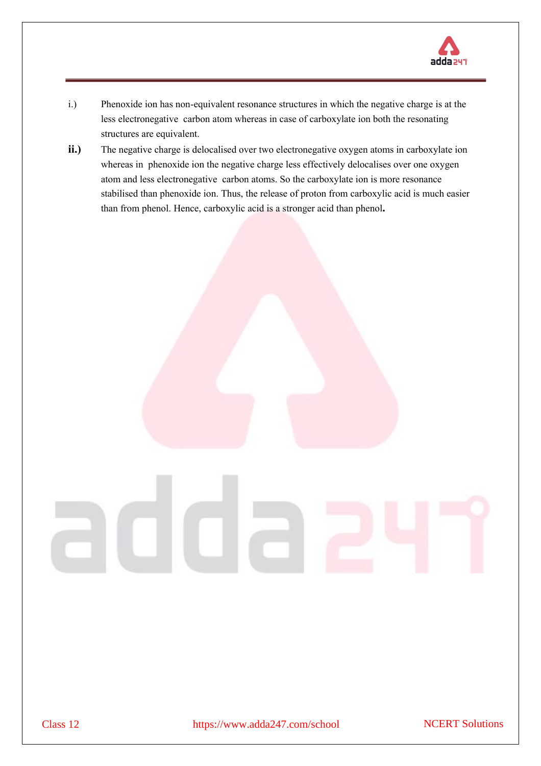i.) Phenoxide ion has non-equivalent resonance structures in which the negative charge is at the less electronegative carbon atom whereas in case of carboxylate ion both the resonating structures are equivalent.

**ii.)** The negative charge is delocalised over two electronegative oxygen atoms in carboxylate ion whereas in phenoxide ion the negative charge less effectively delocalises over one oxygen atom and less electronegative carbon atoms. So the carboxylate ion is more resonance stabilised than phenoxide ion. Thus, the release of proton from carboxylic acid is much easier than from phenol. Hence, carboxylic acid is a stronger acid than phenol**.**